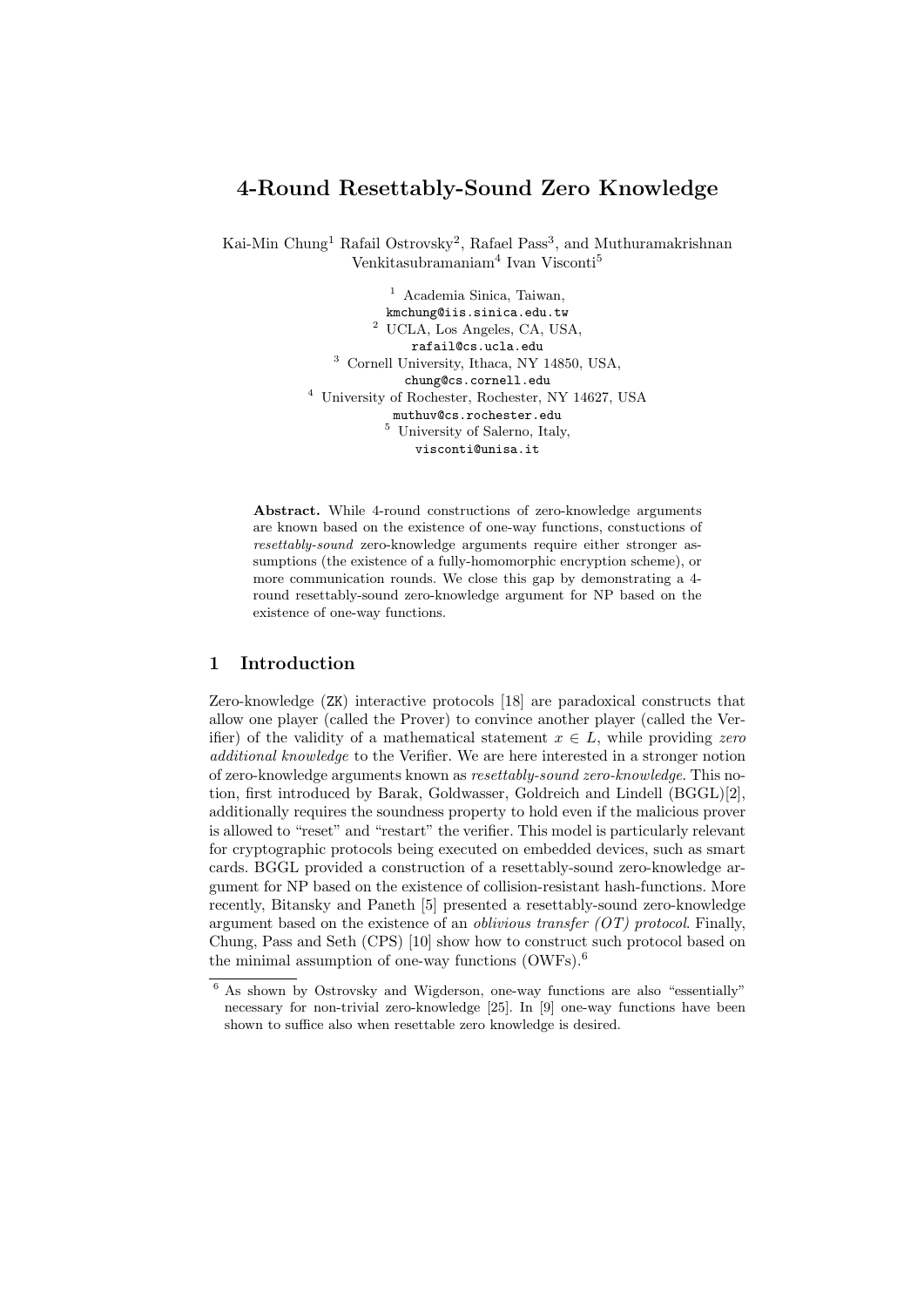# 4-Round Resettably-Sound Zero Knowledge

Kai-Min Chung[1] Rafail Ostrovsky[2], Rafael Pass[3], and Muthuramakrishnan Venkitasubramaniam[4] Ivan Visconti[5]

[1] Academia Sinica, Taiwan,
kmchung@iis.sinica.edu.tw
[2] UCLA, Los Angeles, CA, USA,
rafail@cs.ucla.edu
[3] Cornell University, Ithaca, NY 14850, USA,
chung@cs.cornell.edu
[4] University of Rochester, Rochester, NY 14627, USA
muthuv@cs.rochester.edu
[5] University of Salerno, Italy,
visconti@unisa.it

**Abstract.** While 4-round constructions of zero-knowledge arguments are known based on the existence of one-way functions, constuctions of *resettably-sound* zero-knowledge arguments require either stronger assumptions (the existence of a fully-homomorphic encryption scheme), or more communication rounds. We close this gap by demonstrating a 4-round resettably-sound zero-knowledge argument for NP based on the existence of one-way functions.

## 1 Introduction

Zero-knowledge (ZK) interactive protocols [18] are paradoxical constructs that allow one player (called the Prover) to convince another player (called the Verifier) of the validity of a mathematical statement $x \in L$, while providing *zero additional knowledge* to the Verifier. We are here interested in a stronger notion of zero-knowledge arguments known as *resettably-sound zero-knowledge*. This notion, first introduced by Barak, Goldwasser, Goldreich and Lindell (BGGL)[2], additionally requires the soundness property to hold even if the malicious prover is allowed to "reset" and "restart" the verifier. This model is particularly relevant for cryptographic protocols being executed on embedded devices, such as smart cards. BGGL provided a construction of a resettably-sound zero-knowledge argument for NP based on the existence of collision-resistant hash-functions. More recently, Bitansky and Paneth [5] presented a resettably-sound zero-knowledge argument based on the existence of an *oblivious transfer (OT) protocol*. Finally, Chung, Pass and Seth (CPS) [10] show how to construct such protocol based on the minimal assumption of one-way functions (OWFs).[6]

[6] As shown by Ostrovsky and Wigderson, one-way functions are also "essentially" necessary for non-trivial zero-knowledge [25]. In [9] one-way functions have been shown to suffice also when resettable zero knowledge is desired.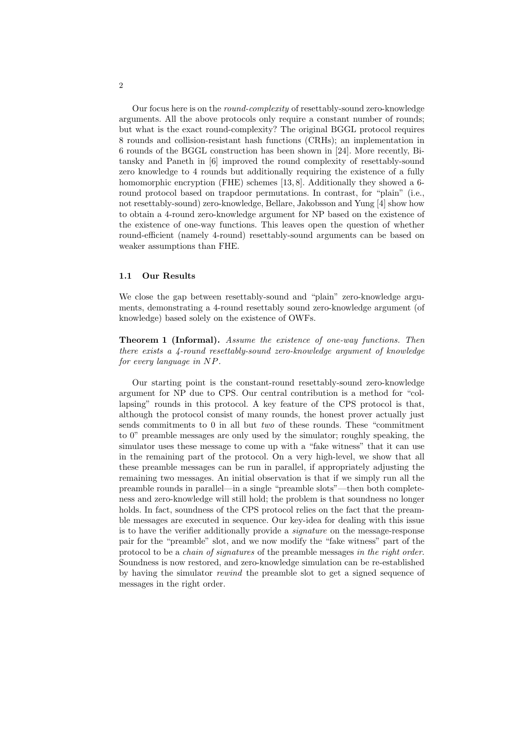Our focus here is on the *round-complexity* of resettably-sound zero-knowledge arguments. All the above protocols only require a constant number of rounds; but what is the exact round-complexity? The original BGGL protocol requires 8 rounds and collision-resistant hash functions (CRHs); an implementation in 6 rounds of the BGGL construction has been shown in [24]. More recently, Bitansky and Paneth in [6] improved the round complexity of resettably-sound zero knowledge to 4 rounds but additionally requiring the existence of a fully homomorphic encryption (FHE) schemes [13, 8]. Additionally they showed a 6-round protocol based on trapdoor permutations. In contrast, for "plain" (i.e., not resettably-sound) zero-knowledge, Bellare, Jakobsson and Yung [4] show how to obtain a 4-round zero-knowledge argument for NP based on the existence of the existence of one-way functions. This leaves open the question of whether round-efficient (namely 4-round) resettably-sound arguments can be based on weaker assumptions than FHE.

### 1.1 Our Results

We close the gap between resettably-sound and "plain" zero-knowledge arguments, demonstrating a 4-round resettably sound zero-knowledge argument (of knowledge) based solely on the existence of OWFs.

**Theorem 1 (Informal).** *Assume the existence of one-way functions. Then there exists a 4-round resettably-sound zero-knowledge argument of knowledge for every language in $NP$.*

Our starting point is the constant-round resettably-sound zero-knowledge argument for NP due to CPS. Our central contribution is a method for "collapsing" rounds in this protocol. A key feature of the CPS protocol is that, although the protocol consist of many rounds, the honest prover actually just sends commitments to 0 in all but *two* of these rounds. These "commitment to 0" preamble messages are only used by the simulator; roughly speaking, the simulator uses these message to come up with a "fake witness" that it can use in the remaining part of the protocol. On a very high-level, we show that all these preamble messages can be run in parallel, if appropriately adjusting the remaining two messages. An initial observation is that if we simply run all the preamble rounds in parallel—in a single "preamble slots"—then both completeness and zero-knowledge will still hold; the problem is that soundness no longer holds. In fact, soundness of the CPS protocol relies on the fact that the preamble messages are executed in sequence. Our key-idea for dealing with this issue is to have the verifier additionally provide a *signature* on the message-response pair for the "preamble" slot, and we now modify the "fake witness" part of the protocol to be a *chain of signatures* of the preamble messages *in the right order*. Soundness is now restored, and zero-knowledge simulation can be re-established by having the simulator *rewind* the preamble slot to get a signed sequence of messages in the right order.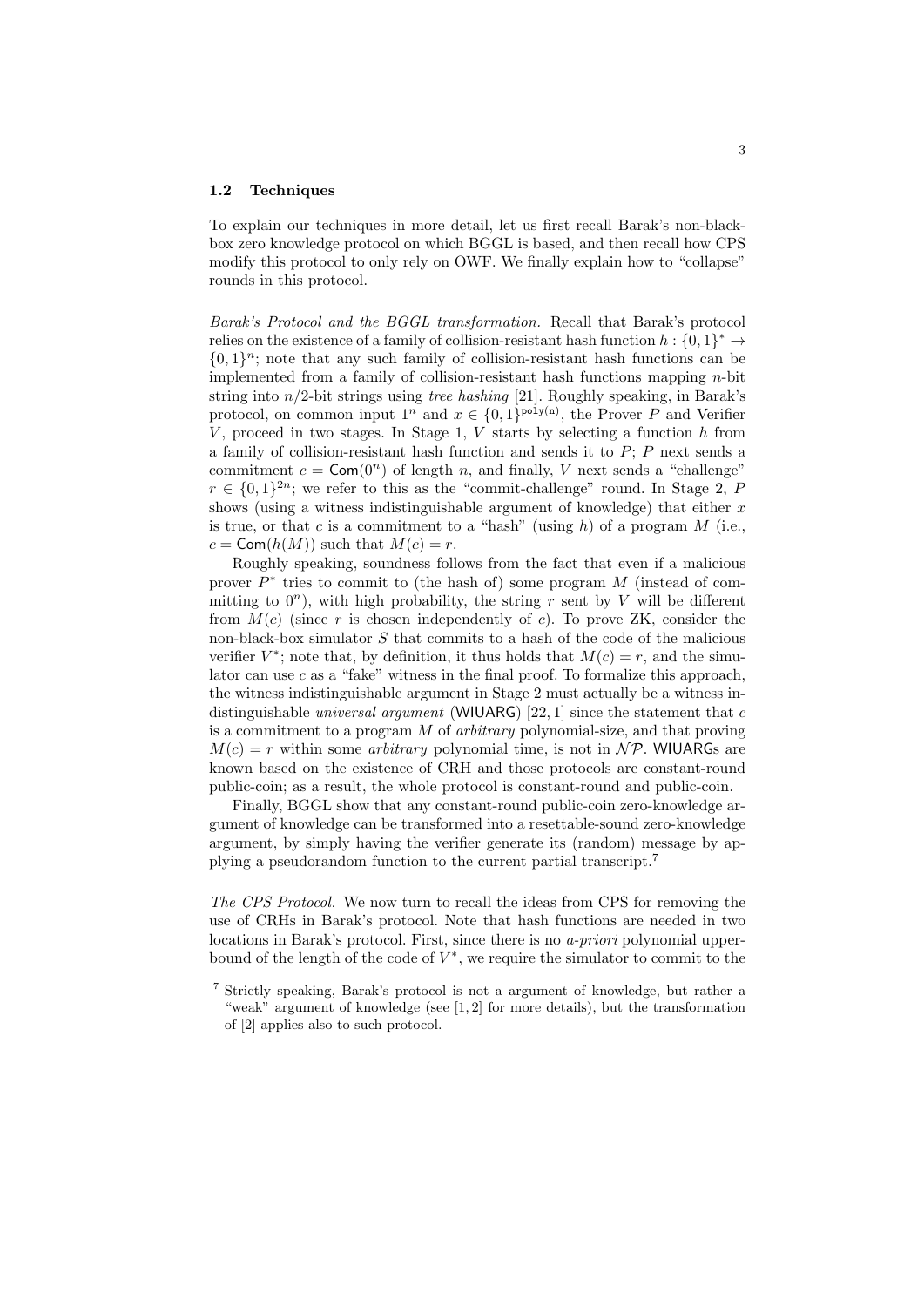### 1.2 Techniques

To explain our techniques in more detail, let us first recall Barak's non-black-box zero knowledge protocol on which BGGL is based, and then recall how CPS modify this protocol to only rely on OWF. We finally explain how to "collapse" rounds in this protocol.

*Barak's Protocol and the BGGL transformation.* Recall that Barak's protocol relies on the existence of a family of collision-resistant hash function $h : \{0,1\}^* \rightarrow \{0,1\}^n$; note that any such family of collision-resistant hash functions can be implemented from a family of collision-resistant hash functions mapping $n$-bit string into $n/2$-bit strings using *tree hashing* [21]. Roughly speaking, in Barak's protocol, on common input $1^n$ and $x \in \{0,1\}^{\mathtt{poly(n)}}$, the Prover $P$ and Verifier $V$, proceed in two stages. In Stage 1, $V$ starts by selecting a function $h$ from a family of collision-resistant hash function and sends it to $P$; $P$ next sends a commitment $c = \mathsf{Com}(0^n)$ of length $n$, and finally, $V$ next sends a "challenge" $r \in \{0,1\}^{2n}$; we refer to this as the "commit-challenge" round. In Stage 2, $P$ shows (using a witness indistinguishable argument of knowledge) that either $x$ is true, or that $c$ is a commitment to a "hash" (using $h$) of a program $M$ (i.e., $c = \mathsf{Com}(h(M))$ such that $M(c) = r$.

Roughly speaking, soundness follows from the fact that even if a malicious prover $P^*$ tries to commit to (the hash of) some program $M$ (instead of committing to $0^n$), with high probability, the string $r$ sent by $V$ will be different from $M(c)$ (since $r$ is chosen independently of $c$). To prove ZK, consider the non-black-box simulator $S$ that commits to a hash of the code of the malicious verifier $V^*$; note that, by definition, it thus holds that $M(c) = r$, and the simulator can use $c$ as a "fake" witness in the final proof. To formalize this approach, the witness indistinguishable argument in Stage 2 must actually be a witness indistinguishable *universal argument* (WIUARG) [22, 1] since the statement that $c$ is a commitment to a program $M$ of *arbitrary* polynomial-size, and that proving $M(c) = r$ within some *arbitrary* polynomial time, is not in $\mathcal{NP}$. WIUARGs are known based on the existence of CRH and those protocols are constant-round public-coin; as a result, the whole protocol is constant-round and public-coin.

Finally, BGGL show that any constant-round public-coin zero-knowledge argument of knowledge can be transformed into a resettable-sound zero-knowledge argument, by simply having the verifier generate its (random) message by applying a pseudorandom function to the current partial transcript.[7]

*The CPS Protocol.* We now turn to recall the ideas from CPS for removing the use of CRHs in Barak's protocol. Note that hash functions are needed in two locations in Barak's protocol. First, since there is no *a-priori* polynomial upper-bound of the length of the code of $V^*$, we require the simulator to commit to the

---

[7] Strictly speaking, Barak's protocol is not a argument of knowledge, but rather a "weak" argument of knowledge (see [1, 2] for more details), but the transformation of [2] applies also to such protocol.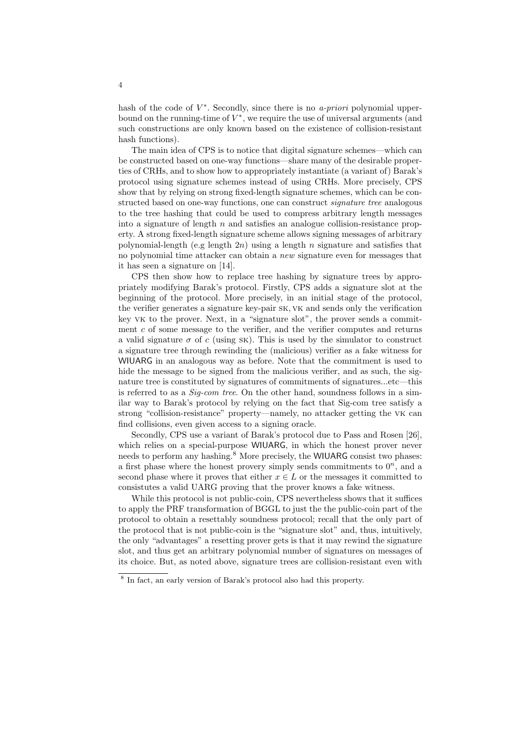hash of the code of $V^*$. Secondly, since there is no *a-priori* polynomial upper-bound on the running-time of $V^*$, we require the use of universal arguments (and such constructions are only known based on the existence of collision-resistant hash functions).

The main idea of CPS is to notice that digital signature schemes—which can be constructed based on one-way functions—share many of the desirable properties of CRHs, and to show how to appropriately instantiate (a variant of) Barak's protocol using signature schemes instead of using CRHs. More precisely, CPS show that by relying on strong fixed-length signature schemes, which can be constructed based on one-way functions, one can construct *signature tree* analogous to the tree hashing that could be used to compress arbitrary length messages into a signature of length $n$ and satisfies an analogue collision-resistance property. A strong fixed-length signature scheme allows signing messages of arbitrary polynomial-length (e.g length $2n$) using a length $n$ signature and satisfies that no polynomial time attacker can obtain a *new* signature even for messages that it has seen a signature on [14].

CPS then show how to replace tree hashing by signature trees by appropriately modifying Barak's protocol. Firstly, CPS adds a signature slot at the beginning of the protocol. More precisely, in an initial stage of the protocol, the verifier generates a signature key-pair SK, VK and sends only the verification key VK to the prover. Next, in a "signature slot", the prover sends a commitment $c$ of some message to the verifier, and the verifier computes and returns a valid signature $\sigma$ of $c$ (using SK). This is used by the simulator to construct a signature tree through rewinding the (malicious) verifier as a fake witness for WIUARG in an analogous way as before. Note that the commitment is used to hide the message to be signed from the malicious verifier, and as such, the signature tree is constituted by signatures of commitments of signatures...etc—this is referred to as a *Sig-com tree*. On the other hand, soundness follows in a similar way to Barak's protocol by relying on the fact that Sig-com tree satisfy a strong "collision-resistance" property—namely, no attacker getting the VK can find collisions, even given access to a signing oracle.

Secondly, CPS use a variant of Barak's protocol due to Pass and Rosen [26], which relies on a special-purpose WIUARG, in which the honest prover never needs to perform any hashing.[8] More precisely, the WIUARG consist two phases: a first phase where the honest provery simply sends commitments to $0^n$, and a second phase where it proves that either $x \in L$ or the messages it committed to consistutes a valid UARG proving that the prover knows a fake witness.

While this protocol is not public-coin, CPS nevertheless shows that it suffices to apply the PRF transformation of BGGL to just the the public-coin part of the protocol to obtain a resettably soundness protocol; recall that the only part of the protocol that is not public-coin is the "signature slot" and, thus, intuitively, the only "advantages" a resetting prover gets is that it may rewind the signature slot, and thus get an arbitrary polynomial number of signatures on messages of its choice. But, as noted above, signature trees are collision-resistant even with

[8] In fact, an early version of Barak's protocol also had this property.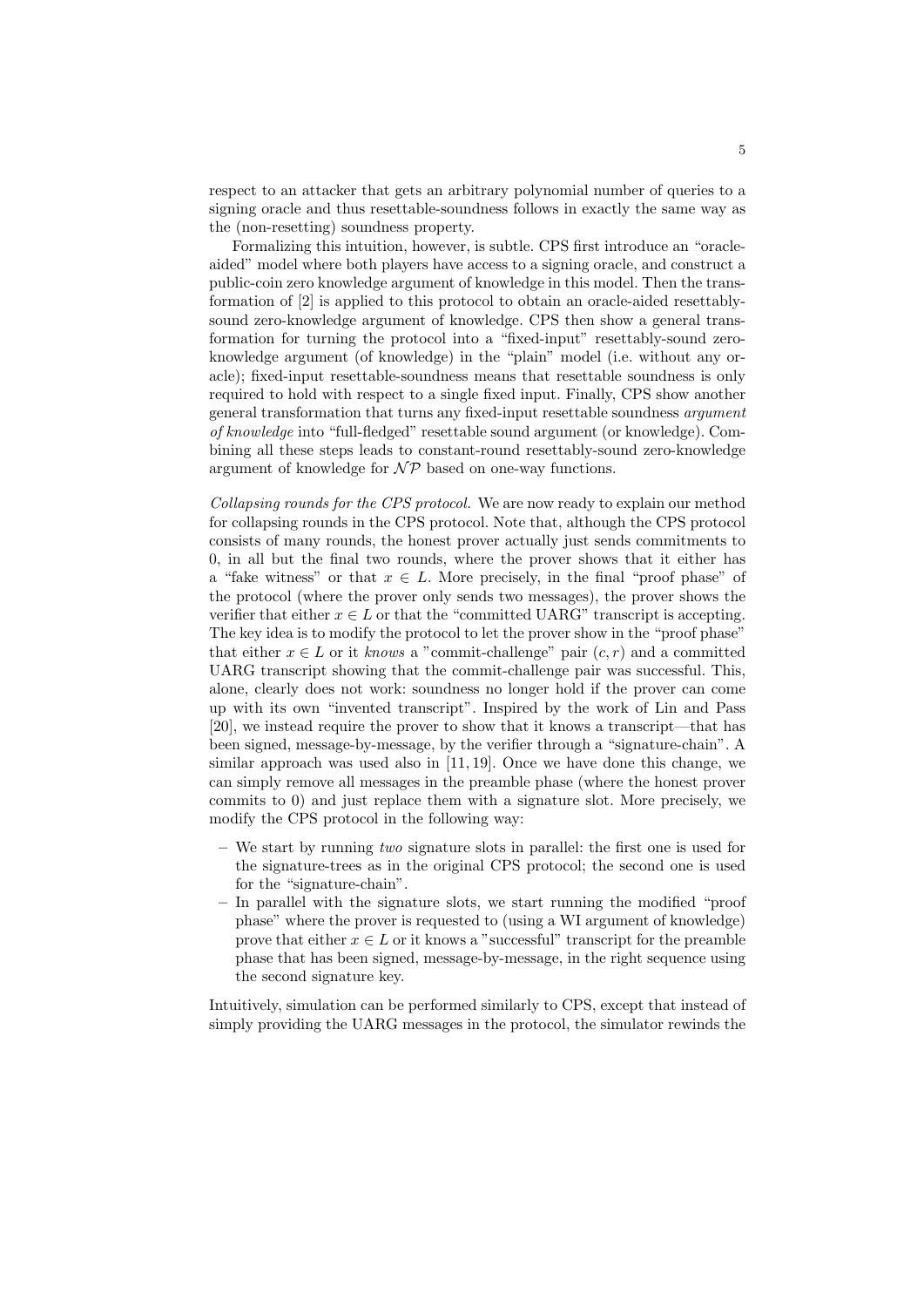respect to an attacker that gets an arbitrary polynomial number of queries to a signing oracle and thus resettable-soundness follows in exactly the same way as the (non-resetting) soundness property.

Formalizing this intuition, however, is subtle. CPS first introduce an "oracle-aided" model where both players have access to a signing oracle, and construct a public-coin zero knowledge argument of knowledge in this model. Then the transformation of [2] is applied to this protocol to obtain an oracle-aided resettably-sound zero-knowledge argument of knowledge. CPS then show a general transformation for turning the protocol into a "fixed-input" resettably-sound zero-knowledge argument (of knowledge) in the "plain" model (i.e. without any oracle); fixed-input resettable-soundness means that resettable soundness is only required to hold with respect to a single fixed input. Finally, CPS show another general transformation that turns any fixed-input resettable soundness *argument of knowledge* into "full-fledged" resettable sound argument (or knowledge). Combining all these steps leads to constant-round resettably-sound zero-knowledge argument of knowledge for $\mathcal{NP}$ based on one-way functions.

*Collapsing rounds for the CPS protocol.* We are now ready to explain our method for collapsing rounds in the CPS protocol. Note that, although the CPS protocol consists of many rounds, the honest prover actually just sends commitments to 0, in all but the final two rounds, where the prover shows that it either has a "fake witness" or that $x \in L$. More precisely, in the final "proof phase" of the protocol (where the prover only sends two messages), the prover shows the verifier that either $x \in L$ or that the "committed UARG" transcript is accepting. The key idea is to modify the protocol to let the prover show in the "proof phase" that either $x \in L$ or it *knows* a "commit-challenge" pair $(c, r)$ and a committed UARG transcript showing that the commit-challenge pair was successful. This, alone, clearly does not work: soundness no longer hold if the prover can come up with its own "invented transcript". Inspired by the work of Lin and Pass [20], we instead require the prover to show that it knows a transcript—that has been signed, message-by-message, by the verifier through a "signature-chain". A similar approach was used also in [11, 19]. Once we have done this change, we can simply remove all messages in the preamble phase (where the honest prover commits to 0) and just replace them with a signature slot. More precisely, we modify the CPS protocol in the following way:

- We start by running *two* signature slots in parallel: the first one is used for the signature-trees as in the original CPS protocol; the second one is used for the "signature-chain".
- In parallel with the signature slots, we start running the modified "proof phase" where the prover is requested to (using a WI argument of knowledge) prove that either $x \in L$ or it knows a "successful" transcript for the preamble phase that has been signed, message-by-message, in the right sequence using the second signature key.

Intuitively, simulation can be performed similarly to CPS, except that instead of simply providing the UARG messages in the protocol, the simulator rewinds the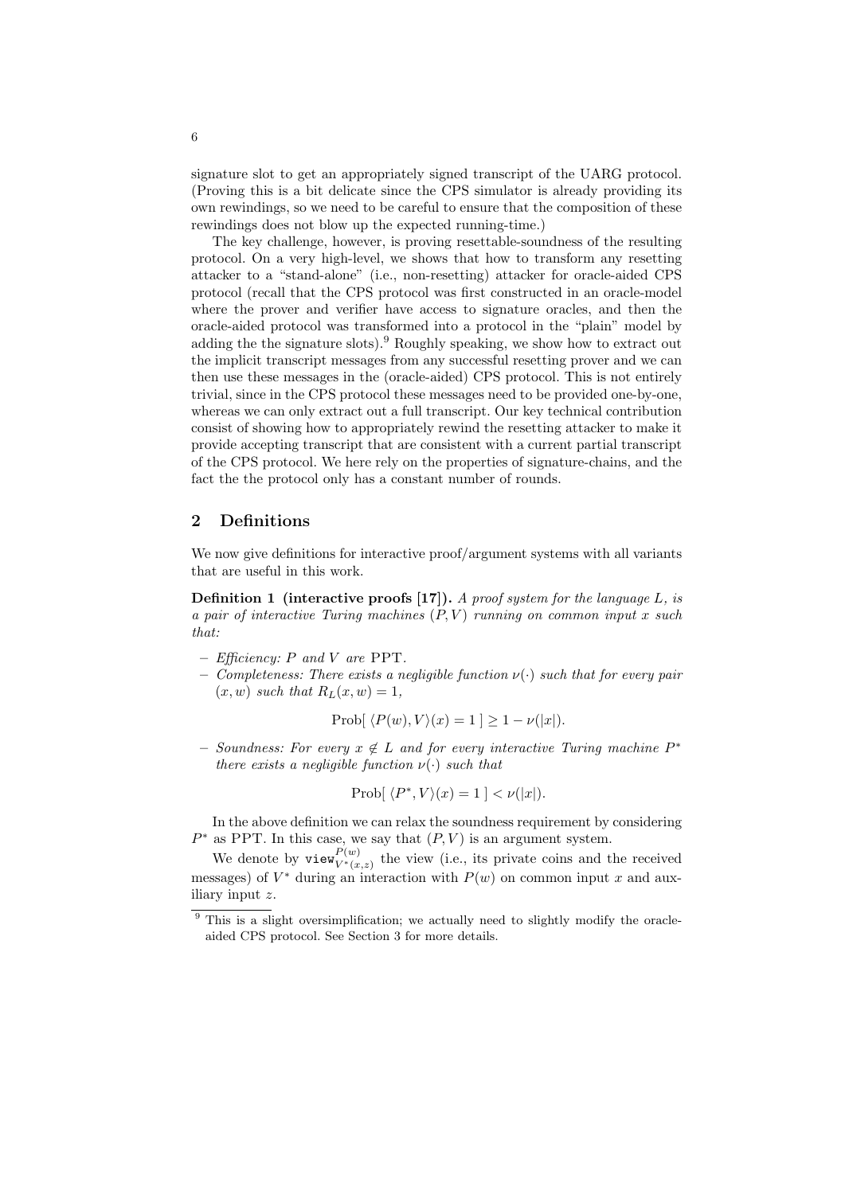signature slot to get an appropriately signed transcript of the UARG protocol. (Proving this is a bit delicate since the CPS simulator is already providing its own rewindings, so we need to be careful to ensure that the composition of these rewindings does not blow up the expected running-time.)

The key challenge, however, is proving resettable-soundness of the resulting protocol. On a very high-level, we shows that how to transform any resetting attacker to a "stand-alone" (i.e., non-resetting) attacker for oracle-aided CPS protocol (recall that the CPS protocol was first constructed in an oracle-model where the prover and verifier have access to signature oracles, and then the oracle-aided protocol was transformed into a protocol in the "plain" model by adding the the signature slots).[9] Roughly speaking, we show how to extract out the implicit transcript messages from any successful resetting prover and we can then use these messages in the (oracle-aided) CPS protocol. This is not entirely trivial, since in the CPS protocol these messages need to be provided one-by-one, whereas we can only extract out a full transcript. Our key technical contribution consist of showing how to appropriately rewind the resetting attacker to make it provide accepting transcript that are consistent with a current partial transcript of the CPS protocol. We here rely on the properties of signature-chains, and the fact the the protocol only has a constant number of rounds.

## 2 Definitions

We now give definitions for interactive proof/argument systems with all variants that are useful in this work.

**Definition 1 (interactive proofs [17]).** *A proof system for the language $L$, is a pair of interactive Turing machines $(P, V)$ running on common input $x$ such that:*

- *Efficiency: $P$ and $V$ are* PPT.
- *Completeness: There exists a negligible function $\nu(\cdot)$ such that for every pair $(x, w)$ such that $R_L(x, w) = 1$,*

$$\text{Prob}[\ \langle P(w), V\rangle(x) = 1\ ] \geq 1 - \nu(|x|).$$

- *Soundness: For every $x \notin L$ and for every interactive Turing machine $P^*$ there exists a negligible function $\nu(\cdot)$ such that*

$$\text{Prob}[\ \langle P^*, V\rangle(x) = 1\ ] < \nu(|x|).$$

In the above definition we can relax the soundness requirement by considering $P^*$ as PPT. In this case, we say that $(P, V)$ is an argument system.

We denote by $\mathtt{view}^{P(w)}_{V^*(x,z)}$ the view (i.e., its private coins and the received messages) of $V^*$ during an interaction with $P(w)$ on common input $x$ and auxiliary input $z$.

[9] This is a slight oversimplification; we actually need to slightly modify the oracle-aided CPS protocol. See Section 3 for more details.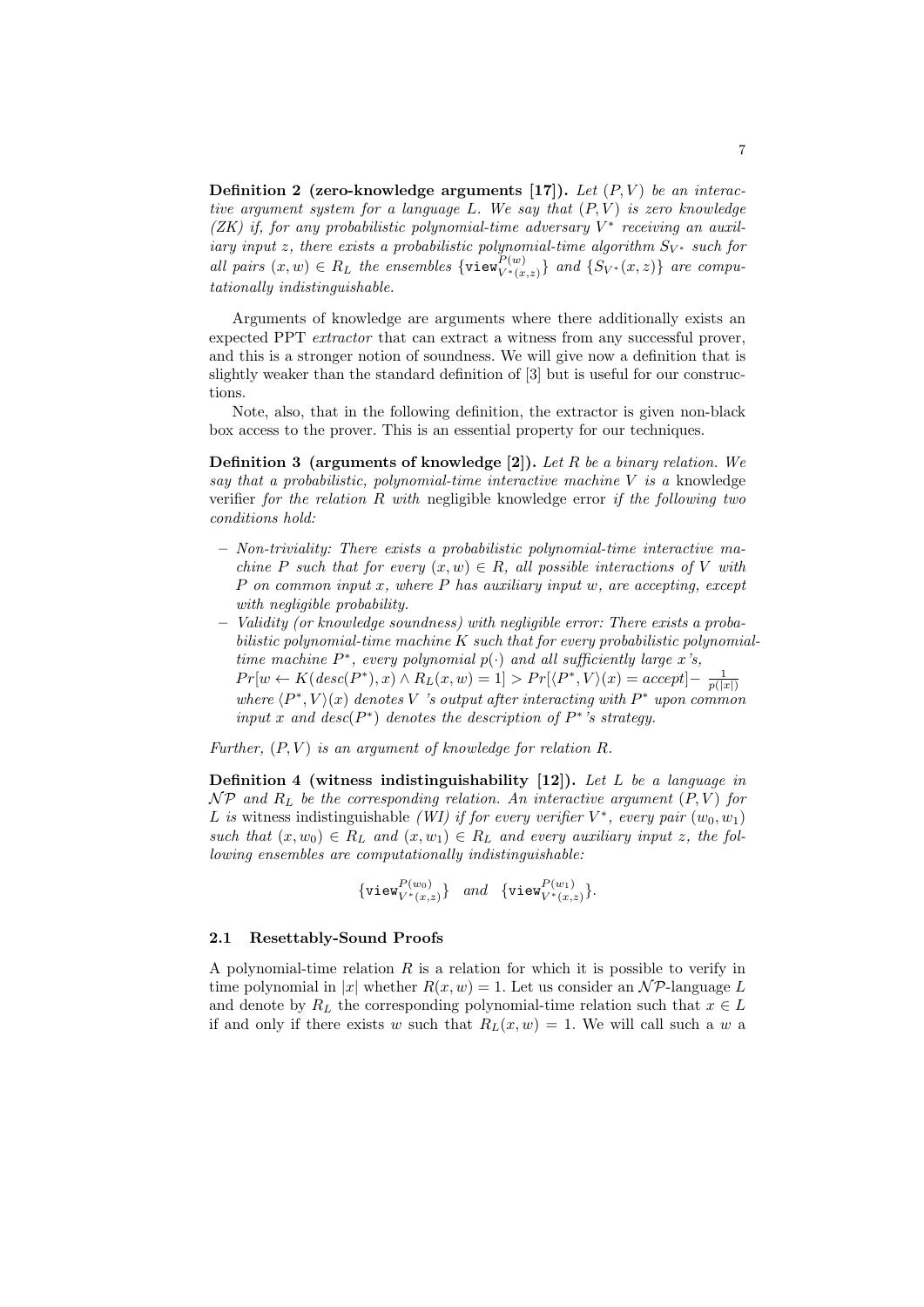**Definition 2 (zero-knowledge arguments [17]).** *Let $(P, V)$ be an interactive argument system for a language $L$. We say that $(P, V)$ is zero knowledge (ZK) if, for any probabilistic polynomial-time adversary $V^*$ receiving an auxiliary input $z$, there exists a probabilistic polynomial-time algorithm $S_{V^*}$ such for all pairs $(x, w) \in R_L$ the ensembles $\{\mathtt{view}^{P(w)}_{V^*(x,z)}\}$ and $\{S_{V^*}(x, z)\}$ are computationally indistinguishable.*

Arguments of knowledge are arguments where there additionally exists an expected PPT *extractor* that can extract a witness from any successful prover, and this is a stronger notion of soundness. We will give now a definition that is slightly weaker than the standard definition of [3] but is useful for our constructions.

Note, also, that in the following definition, the extractor is given non-black box access to the prover. This is an essential property for our techniques.

**Definition 3 (arguments of knowledge [2]).** *Let $R$ be a binary relation. We say that a probabilistic, polynomial-time interactive machine $V$ is a* knowledge verifier *for the relation $R$ with* negligible knowledge error *if the following two conditions hold:*

- *Non-triviality: There exists a probabilistic polynomial-time interactive machine $P$ such that for every $(x, w) \in R$, all possible interactions of $V$ with $P$ on common input $x$, where $P$ has auxiliary input $w$, are accepting, except with negligible probability.*
- *Validity (or knowledge soundness) with negligible error: There exists a probabilistic polynomial-time machine $K$ such that for every probabilistic polynomial-time machine $P^*$, every polynomial $p(\cdot)$ and all sufficiently large $x$'s, $Pr[w \leftarrow K(desc(P^*), x) \wedge R_L(x, w) = 1] > Pr[\langle P^*, V\rangle(x) = accept] - \frac{1}{p(|x|)}$ where $\langle P^*, V\rangle(x)$ denotes $V$ 's output after interacting with $P^*$ upon common input $x$ and $desc(P^*)$ denotes the description of $P^*$'s strategy.*

*Further, $(P, V)$ is an argument of knowledge for relation $R$.*

**Definition 4 (witness indistinguishability [12]).** *Let $L$ be a language in $\mathcal{NP}$ and $R_L$ be the corresponding relation. An interactive argument $(P, V)$ for $L$ is* witness indistinguishable *(WI) if for every verifier $V^*$, every pair $(w_0, w_1)$ such that $(x, w_0) \in R_L$ and $(x, w_1) \in R_L$ and every auxiliary input $z$, the following ensembles are computationally indistinguishable:*

$$\{\mathtt{view}^{P(w_0)}_{V^*(x,z)}\} \quad \text{and} \quad \{\mathtt{view}^{P(w_1)}_{V^*(x,z)}\}.$$

### 2.1 Resettably-Sound Proofs

A polynomial-time relation $R$ is a relation for which it is possible to verify in time polynomial in $|x|$ whether $R(x, w) = 1$. Let us consider an $\mathcal{NP}$-language $L$ and denote by $R_L$ the corresponding polynomial-time relation such that $x \in L$ if and only if there exists $w$ such that $R_L(x, w) = 1$. We will call such a $w$ a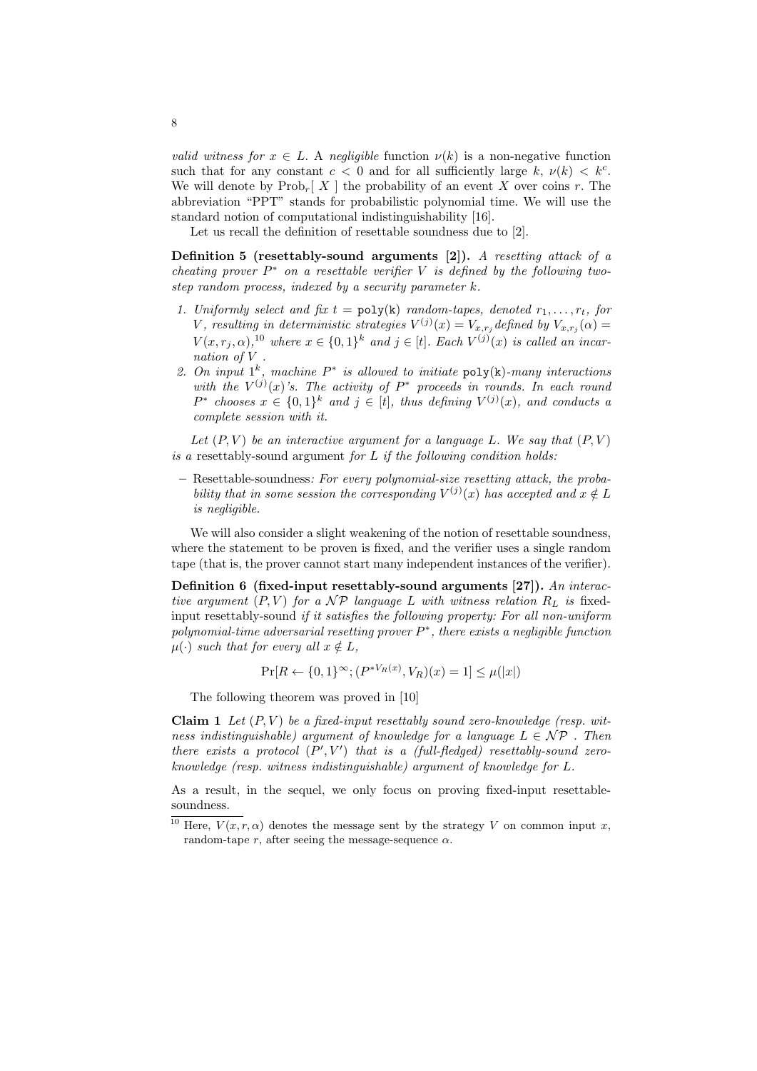*valid witness for* $x \in L$. A *negligible* function $\nu(k)$ is a non-negative function such that for any constant $c < 0$ and for all sufficiently large $k$, $\nu(k) < k^c$. We will denote by $\mathrm{Prob}_r[\ X\ ]$ the probability of an event $X$ over coins $r$. The abbreviation "PPT" stands for probabilistic polynomial time. We will use the standard notion of computational indistinguishability [16].

Let us recall the definition of resettable soundness due to [2].

**Definition 5 (resettably-sound arguments [2]).** *A resetting attack of a cheating prover $P^*$ on a resettable verifier $V$ is defined by the following two-step random process, indexed by a security parameter $k$.*

1. *Uniformly select and fix $t = \mathtt{poly(k)}$ random-tapes, denoted $r_1, \ldots, r_t$, for $V$, resulting in deterministic strategies $V^{(j)}(x) = V_{x,r_j}$ defined by $V_{x,r_j}(\alpha) = V(x, r_j, \alpha)$,*[10] *where $x \in \{0,1\}^k$ and $j \in [t]$. Each $V^{(j)}(x)$ is called an incarnation of $V$ .*
2. *On input $1^k$, machine $P^*$ is allowed to initiate $\mathtt{poly(k)}$-many interactions with the $V^{(j)}(x)$'s. The activity of $P^*$ proceeds in rounds. In each round $P^*$ chooses $x \in \{0,1\}^k$ and $j \in [t]$, thus defining $V^{(j)}(x)$, and conducts a complete session with it.*

*Let $(P, V)$ be an interactive argument for a language $L$. We say that $(P, V)$ is a* resettably-sound argument *for $L$ if the following condition holds:*

– Resettable-soundness*: For every polynomial-size resetting attack, the probability that in some session the corresponding $V^{(j)}(x)$ has accepted and $x \notin L$ is negligible.*

We will also consider a slight weakening of the notion of resettable soundness, where the statement to be proven is fixed, and the verifier uses a single random tape (that is, the prover cannot start many independent instances of the verifier).

**Definition 6 (fixed-input resettably-sound arguments [27]).** *An interactive argument $(P, V)$ for a $\mathcal{NP}$ language $L$ with witness relation $R_L$ is* fixed-input resettably-sound *if it satisfies the following property: For all non-uniform polynomial-time adversarial resetting prover $P^*$, there exists a negligible function $\mu(\cdot)$ such that for every all $x \notin L$,*

$$\Pr[R \leftarrow \{0,1\}^\infty; (P^{*V_R(x)}, V_R)(x) = 1] \leq \mu(|x|)$$

The following theorem was proved in [10]

**Claim 1** *Let $(P, V)$ be a fixed-input resettably sound zero-knowledge (resp. witness indistinguishable) argument of knowledge for a language $L \in \mathcal{NP}$ . Then there exists a protocol $(P', V')$ that is a (full-fledged) resettably-sound zero-knowledge (resp. witness indistinguishable) argument of knowledge for $L$.*

As a result, in the sequel, we only focus on proving fixed-input resettable-soundness.

[10] Here, $V(x, r, \alpha)$ denotes the message sent by the strategy $V$ on common input $x$, random-tape $r$, after seeing the message-sequence $\alpha$.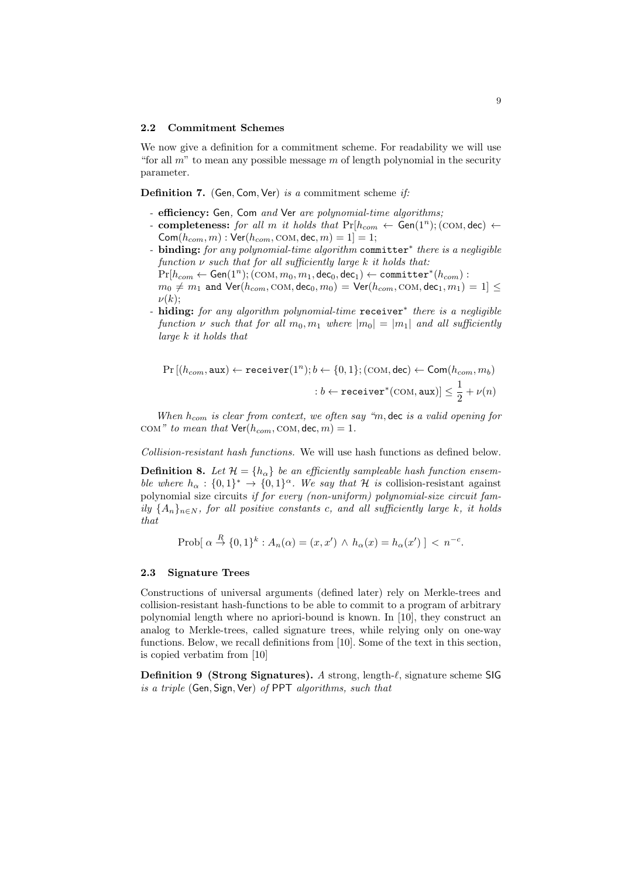### 2.2 Commitment Schemes

We now give a definition for a commitment scheme. For readability we will use "for all $m$" to mean any possible message $m$ of length polynomial in the security parameter.

**Definition 7.** $(\mathsf{Gen}, \mathsf{Com}, \mathsf{Ver})$ *is a* commitment scheme *if:*

- **efficiency:** $\mathsf{Gen}$*,* $\mathsf{Com}$ *and* $\mathsf{Ver}$ *are polynomial-time algorithms;*
- **completeness:** *for all $m$ it holds that* $\Pr[h_{com} \leftarrow \mathsf{Gen}(1^n); (\textsc{com}, \mathsf{dec}) \leftarrow \mathsf{Com}(h_{com}, m) : \mathsf{Ver}(h_{com}, \textsc{com}, \mathsf{dec}, m) = 1] = 1$;
- **binding:** *for any polynomial-time algorithm* $\texttt{committer}^*$ *there is a negligible function $\nu$ such that for all sufficiently large $k$ it holds that:* $\Pr[h_{com} \leftarrow \mathsf{Gen}(1^n); (\textsc{com}, m_0, m_1, \mathsf{dec}_0, \mathsf{dec}_1) \leftarrow \texttt{committer}^*(h_{com}) : m_0 \neq m_1 \texttt{ and } \mathsf{Ver}(h_{com}, \textsc{com}, \mathsf{dec}_0, m_0) = \mathsf{Ver}(h_{com}, \textsc{com}, \mathsf{dec}_1, m_1) = 1] \leq \nu(k)$;
- **hiding:** *for any algorithm polynomial-time* $\texttt{receiver}^*$ *there is a negligible function $\nu$ such that for all $m_0, m_1$ where $|m_0| = |m_1|$ and all sufficiently large $k$ it holds that*

$$\Pr\left[(h_{com}, \mathsf{aux}) \leftarrow \texttt{receiver}(1^n); b \leftarrow \{0,1\}; (\textsc{com}, \mathsf{dec}) \leftarrow \mathsf{Com}(h_{com}, m_b) \right.$$
$$\left. : b \leftarrow \texttt{receiver}^*(\textsc{com}, \mathsf{aux})\right] \leq \frac{1}{2} + \nu(n)$$

*When $h_{com}$ is clear from context, we often say "$m, \mathsf{dec}$ is a valid opening for* $\textsc{com}$*" to mean that* $\mathsf{Ver}(h_{com}, \textsc{com}, \mathsf{dec}, m) = 1$.

*Collision-resistant hash functions.* We will use hash functions as defined below.

**Definition 8.** *Let $\mathcal{H} = \{h_\alpha\}$ be an efficiently sampleable hash function ensemble where $h_\alpha : \{0,1\}^* \to \{0,1\}^\alpha$. We say that $\mathcal{H}$ is* collision-resistant against polynomial size circuits *if for every (non-uniform) polynomial-size circuit family $\{A_n\}_{n \in N}$, for all positive constants $c$, and all sufficiently large $k$, it holds that*

$$\text{Prob}[\ \alpha \stackrel{R}{\to} \{0,1\}^k : A_n(\alpha) = (x, x') \ \wedge\ h_\alpha(x) = h_\alpha(x')\ ] \ < \ n^{-c}.$$

### 2.3 Signature Trees

Constructions of universal arguments (defined later) rely on Merkle-trees and collision-resistant hash-functions to be able to commit to a program of arbitrary polynomial length where no apriori-bound is known. In [10], they construct an analog to Merkle-trees, called signature trees, while relying only on one-way functions. Below, we recall definitions from [10]. Some of the text in this section, is copied verbatim from [10]

**Definition 9 (Strong Signatures).** *A* strong, length-$\ell$, signature scheme $\mathsf{SIG}$ *is a triple* $(\mathsf{Gen}, \mathsf{Sign}, \mathsf{Ver})$ *of* $\mathsf{PPT}$ *algorithms, such that*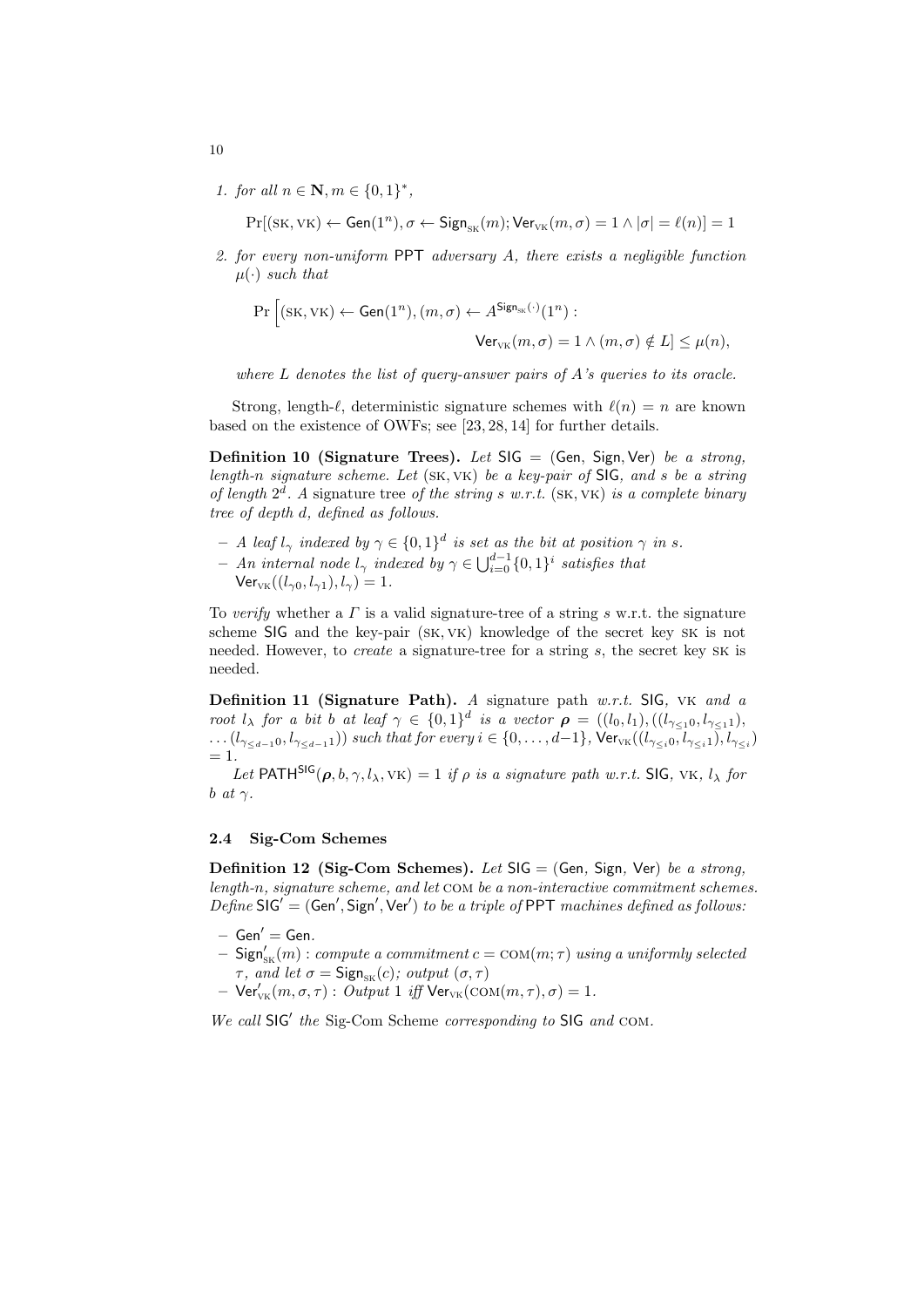1. *for all $n \in \mathbf{N}, m \in \{0,1\}^*$,*

$$\Pr[(\text{SK}, \text{VK}) \leftarrow \mathsf{Gen}(1^n), \sigma \leftarrow \mathsf{Sign}_{\text{SK}}(m); \mathsf{Ver}_{\text{VK}}(m, \sigma) = 1 \wedge |\sigma| = \ell(n)] = 1$$

2. *for every non-uniform* PPT *adversary $A$, there exists a negligible function $\mu(\cdot)$ such that*

$$\Pr\Big[(\text{SK}, \text{VK}) \leftarrow \mathsf{Gen}(1^n), (m, \sigma) \leftarrow A^{\mathsf{Sign}_{\text{SK}}(\cdot)}(1^n) : \\ \mathsf{Ver}_{\text{VK}}(m, \sigma) = 1 \wedge (m, \sigma) \notin L\Big] \leq \mu(n),$$

*where $L$ denotes the list of query-answer pairs of $A$'s queries to its oracle.*

Strong, length-$\ell$, deterministic signature schemes with $\ell(n) = n$ are known based on the existence of OWFs; see [23, 28, 14] for further details.

**Definition 10 (Signature Trees).** *Let $\mathsf{SIG} = (\mathsf{Gen}, \mathsf{Sign}, \mathsf{Ver})$ be a strong, length-$n$ signature scheme. Let $(\text{SK}, \text{VK})$ be a key-pair of $\mathsf{SIG}$, and $s$ be a string of length $2^d$. A* signature tree *of the string $s$ w.r.t. $(\text{SK}, \text{VK})$ is a complete binary tree of depth $d$, defined as follows.*

- *A leaf $l_\gamma$ indexed by $\gamma \in \{0,1\}^d$ is set as the bit at position $\gamma$ in $s$.*
- *An internal node $l_\gamma$ indexed by $\gamma \in \bigcup_{i=0}^{d-1}\{0,1\}^i$ satisfies that $\mathsf{Ver}_{\text{VK}}((l_{\gamma 0}, l_{\gamma 1}), l_\gamma) = 1$.*

To *verify* whether a $\Gamma$ is a valid signature-tree of a string $s$ w.r.t. the signature scheme $\mathsf{SIG}$ and the key-pair $(\text{SK}, \text{VK})$ knowledge of the secret key SK is not needed. However, to *create* a signature-tree for a string $s$, the secret key SK is needed.

**Definition 11 (Signature Path).** *A* signature path *w.r.t.* $\mathsf{SIG}$*,* VK *and a root $l_\lambda$ for a bit $b$ at leaf $\gamma \in \{0,1\}^d$ is a vector $\boldsymbol{\rho} = ((l_0, l_1), ((l_{\gamma_{\leq 1}0}, l_{\gamma_{\leq 1}1}), \ldots (l_{\gamma_{\leq d-1}0}, l_{\gamma_{\leq d-1}1}))$ such that for every $i \in \{0, \ldots, d-1\}$, $\mathsf{Ver}_{\text{VK}}((l_{\gamma_{\leq i}0}, l_{\gamma_{\leq i}1}), l_{\gamma_{\leq i}}) = 1$.*

*Let $\mathsf{PATH}^{\mathsf{SIG}}(\boldsymbol{\rho}, b, \gamma, l_\lambda, \text{VK}) = 1$ if $\rho$ is a signature path w.r.t.* $\mathsf{SIG}$*,* VK*, $l_\lambda$ for $b$ at $\gamma$.*

### 2.4 Sig-Com Schemes

**Definition 12 (Sig-Com Schemes).** *Let $\mathsf{SIG} = (\mathsf{Gen}, \mathsf{Sign}, \mathsf{Ver})$ be a strong, length-$n$, signature scheme, and let* COM *be a non-interactive commitment schemes. Define $\mathsf{SIG}' = (\mathsf{Gen}', \mathsf{Sign}', \mathsf{Ver}')$ to be a triple of* PPT *machines defined as follows:*

- $\mathsf{Gen}' = \mathsf{Gen}$.
- $\mathsf{Sign}'_{\text{SK}}(m)$ *: compute a commitment $c = \text{COM}(m; \tau)$ using a uniformly selected $\tau$, and let $\sigma = \mathsf{Sign}_{\text{SK}}(c)$; output $(\sigma, \tau)$*
- $\mathsf{Ver}'_{\text{VK}}(m, \sigma, \tau)$ *: Output 1 iff $\mathsf{Ver}_{\text{VK}}(\text{COM}(m, \tau), \sigma) = 1$.*

*We call $\mathsf{SIG}'$ the* Sig-Com Scheme *corresponding to* $\mathsf{SIG}$ *and* COM.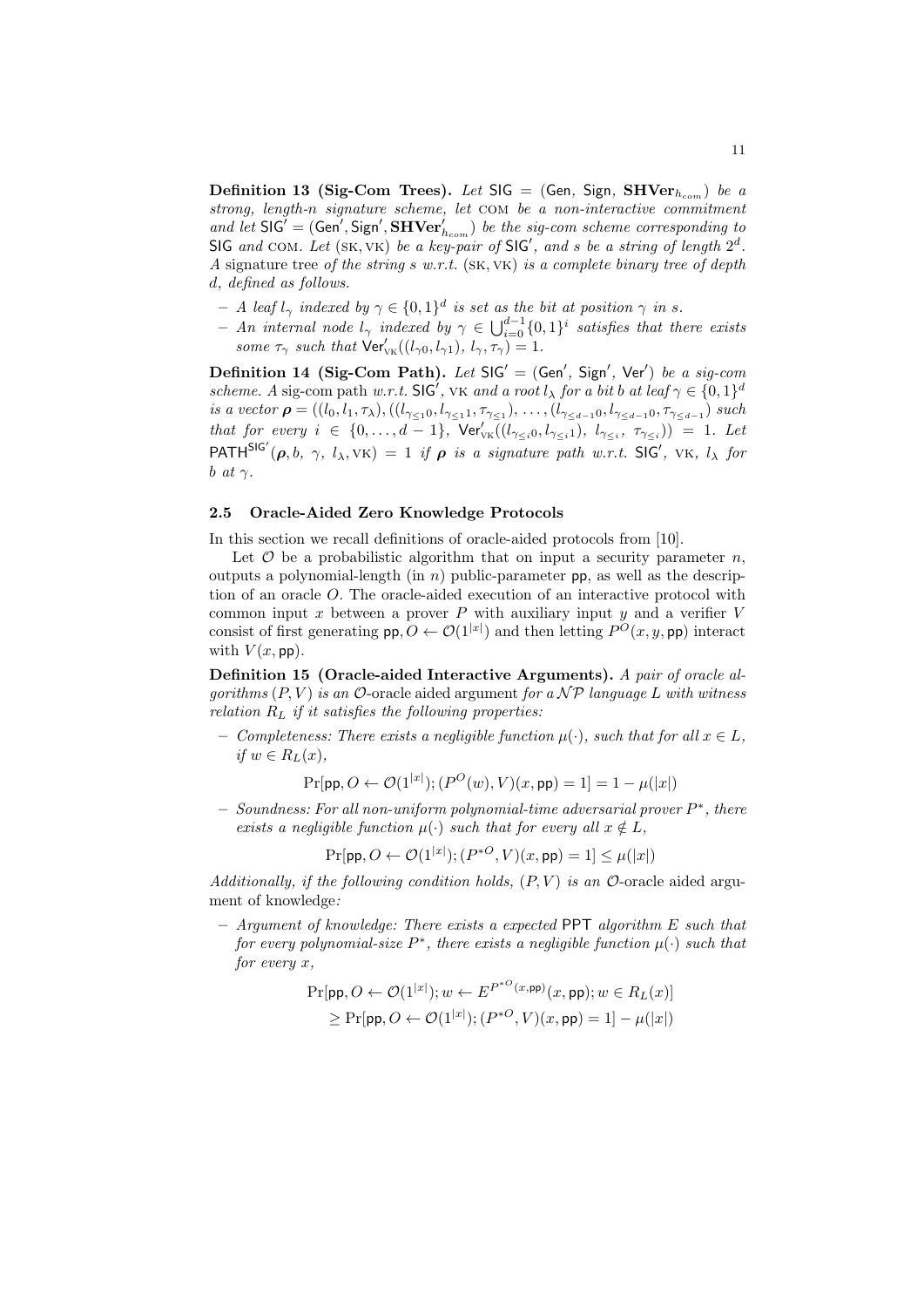**Definition 13 (Sig-Com Trees).** *Let* $\mathsf{SIG} = (\mathsf{Gen}, \mathsf{Sign}, \mathbf{SHVer}_{h_{com}})$ *be a strong, length-n signature scheme, let* COM *be a non-interactive commitment and let* $\mathsf{SIG}' = (\mathsf{Gen}', \mathsf{Sign}', \mathbf{SHVer}'_{h_{com}})$ *be the sig-com scheme corresponding to* $\mathsf{SIG}$ *and* COM*. Let* $(\text{SK}, \text{VK})$ *be a key-pair of* $\mathsf{SIG}'$*, and* $s$ *be a string of length* $2^d$*. A* signature tree *of the string* $s$ *w.r.t.* $(\text{SK}, \text{VK})$ *is a complete binary tree of depth* $d$*, defined as follows.*

- *A leaf* $l_\gamma$ *indexed by* $\gamma \in \{0,1\}^d$ *is set as the bit at position* $\gamma$ *in* $s$*.*
- *An internal node* $l_\gamma$ *indexed by* $\gamma \in \bigcup_{i=0}^{d-1} \{0,1\}^i$ *satisfies that there exists some* $\tau_\gamma$ *such that* $\mathsf{Ver}'_{\text{VK}}((l_{\gamma 0}, l_{\gamma 1}), l_\gamma, \tau_\gamma) = 1$*.*

**Definition 14 (Sig-Com Path).** *Let* $\mathsf{SIG}' = (\mathsf{Gen}', \mathsf{Sign}', \mathsf{Ver}')$ *be a sig-com scheme. A* sig-com path *w.r.t.* $\mathsf{SIG}'$*,* VK *and a root* $l_\lambda$ *for a bit* $b$ *at leaf* $\gamma \in \{0,1\}^d$ *is a vector* $\boldsymbol{\rho} = ((l_0, l_1, \tau_\lambda), ((l_{\gamma_{\leq 1} 0}, l_{\gamma_{\leq 1} 1}, \tau_{\gamma_{\leq 1}}), \ldots, (l_{\gamma_{\leq d-1} 0}, l_{\gamma_{\leq d-1} 0}, \tau_{\gamma_{\leq d-1}})$ *such that for every* $i \in \{0, \ldots, d-1\}$*,* $\mathsf{Ver}'_{\text{VK}}((l_{\gamma_{\leq i} 0}, l_{\gamma_{\leq i} 1}), l_{\gamma_{\leq i}}, \tau_{\gamma_{\leq i}})) = 1$*. Let* $\mathsf{PATH}^{\mathsf{SIG}'}(\boldsymbol{\rho}, b, \gamma, l_\lambda, \text{VK}) = 1$ *if* $\boldsymbol{\rho}$ *is a signature path w.r.t.* $\mathsf{SIG}'$*,* VK*,* $l_\lambda$ *for* $b$ *at* $\gamma$*.*

### 2.5 Oracle-Aided Zero Knowledge Protocols

In this section we recall definitions of oracle-aided protocols from [10].

Let $\mathcal{O}$ be a probabilistic algorithm that on input a security parameter $n$, outputs a polynomial-length (in $n$) public-parameter $\mathsf{pp}$, as well as the description of an oracle $O$. The oracle-aided execution of an interactive protocol with common input $x$ between a prover $P$ with auxiliary input $y$ and a verifier $V$ consist of first generating $\mathsf{pp}, O \leftarrow \mathcal{O}(1^{|x|})$ and then letting $P^O(x, y, \mathsf{pp})$ interact with $V(x, \mathsf{pp})$.

**Definition 15 (Oracle-aided Interactive Arguments).** *A pair of oracle algorithms* $(P, V)$ *is an* $\mathcal{O}$-oracle aided argument *for a* $\mathcal{NP}$ *language* $L$ *with witness relation* $R_L$ *if it satisfies the following properties:*

- *Completeness: There exists a negligible function* $\mu(\cdot)$*, such that for all* $x \in L$*, if* $w \in R_L(x)$*,*

$$\Pr[\mathsf{pp}, O \leftarrow \mathcal{O}(1^{|x|}); (P^O(w), V)(x, \mathsf{pp}) = 1] = 1 - \mu(|x|)$$

- *Soundness: For all non-uniform polynomial-time adversarial prover* $P^*$*, there exists a negligible function* $\mu(\cdot)$ *such that for every all* $x \notin L$*,*

$$\Pr[\mathsf{pp}, O \leftarrow \mathcal{O}(1^{|x|}); (P^{*O}, V)(x, \mathsf{pp}) = 1] \leq \mu(|x|)$$

*Additionally, if the following condition holds,* $(P, V)$ *is an* $\mathcal{O}$-oracle aided argument of knowledge*:*

- *Argument of knowledge: There exists a* expected $\mathsf{PPT}$ *algorithm* $E$ *such that for every polynomial-size* $P^*$*, there exists a negligible function* $\mu(\cdot)$ *such that for every* $x$*,*

$$\Pr[\mathsf{pp}, O \leftarrow \mathcal{O}(1^{|x|}); w \leftarrow E^{P^{*O}(x,\mathsf{pp})}(x, \mathsf{pp}); w \in R_L(x)]$$
$$\geq \Pr[\mathsf{pp}, O \leftarrow \mathcal{O}(1^{|x|}); (P^{*O}, V)(x, \mathsf{pp}) = 1] - \mu(|x|)$$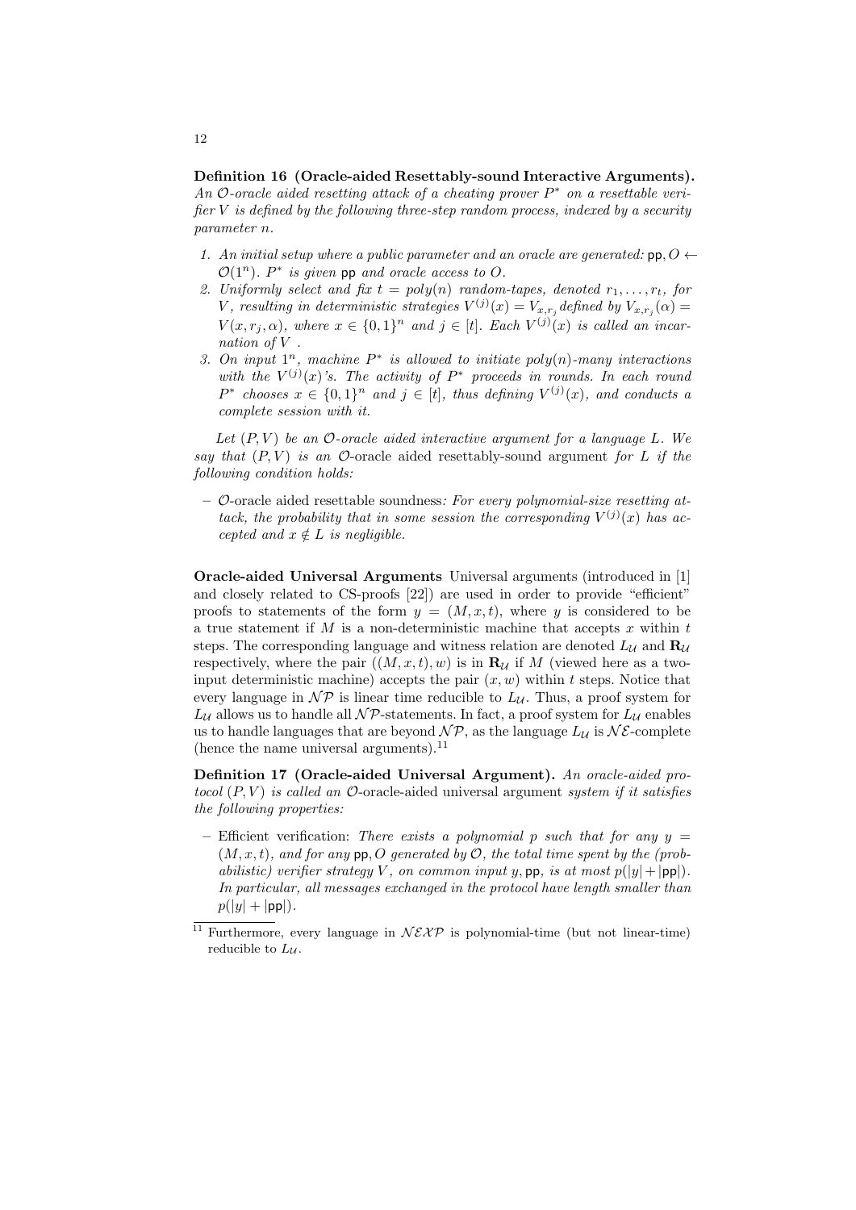**Definition 16 (Oracle-aided Resettably-sound Interactive Arguments).** *An $\mathcal{O}$-oracle aided resetting attack of a cheating prover $P^*$ on a resettable verifier $V$ is defined by the following three-step random process, indexed by a security parameter $n$.*

1. *An initial setup where a public parameter and an oracle are generated: $\mathsf{pp}, O \leftarrow \mathcal{O}(1^n)$. $P^*$ is given $\mathsf{pp}$ and oracle access to $O$.*
2. *Uniformly select and fix $t = poly(n)$ random-tapes, denoted $r_1, \ldots, r_t$, for $V$, resulting in deterministic strategies $V^{(j)}(x) = V_{x,r_j}$ defined by $V_{x,r_j}(\alpha) = V(x, r_j, \alpha)$, where $x \in \{0,1\}^n$ and $j \in [t]$. Each $V^{(j)}(x)$ is called an incarnation of $V$.*
3. *On input $1^n$, machine $P^*$ is allowed to initiate $poly(n)$-many interactions with the $V^{(j)}(x)$'s. The activity of $P^*$ proceeds in rounds. In each round $P^*$ chooses $x \in \{0,1\}^n$ and $j \in [t]$, thus defining $V^{(j)}(x)$, and conducts a complete session with it.*

*Let $(P, V)$ be an $\mathcal{O}$-oracle aided interactive argument for a language $L$. We say that $(P, V)$ is an* $\mathcal{O}$-oracle aided resettably-sound argument *for $L$ if the following condition holds:*

- $\mathcal{O}$-oracle aided resettable soundness*: For every polynomial-size resetting attack, the probability that in some session the corresponding $V^{(j)}(x)$ has accepted and $x \notin L$ is negligible.*

**Oracle-aided Universal Arguments** Universal arguments (introduced in [1] and closely related to CS-proofs [22]) are used in order to provide "efficient" proofs to statements of the form $y = (M, x, t)$, where $y$ is considered to be a true statement if $M$ is a non-deterministic machine that accepts $x$ within $t$ steps. The corresponding language and witness relation are denoted $L_{\mathcal{U}}$ and $\mathbf{R}_{\mathcal{U}}$ respectively, where the pair $((M, x, t), w)$ is in $\mathbf{R}_{\mathcal{U}}$ if $M$ (viewed here as a two-input deterministic machine) accepts the pair $(x, w)$ within $t$ steps. Notice that every language in $\mathcal{NP}$ is linear time reducible to $L_{\mathcal{U}}$. Thus, a proof system for $L_{\mathcal{U}}$ allows us to handle all $\mathcal{NP}$-statements. In fact, a proof system for $L_{\mathcal{U}}$ enables us to handle languages that are beyond $\mathcal{NP}$, as the language $L_{\mathcal{U}}$ is $\mathcal{NE}$-complete (hence the name universal arguments).[11]

**Definition 17 (Oracle-aided Universal Argument).** *An oracle-aided protocol $(P, V)$ is called an* $\mathcal{O}$-oracle-aided universal argument *system if it satisfies the following properties:*

- Efficient verification: *There exists a polynomial $p$ such that for any $y = (M, x, t)$, and for any $\mathsf{pp}, O$ generated by $\mathcal{O}$, the total time spent by the (probabilistic) verifier strategy $V$, on common input $y, \mathsf{pp}$, is at most $p(|y| + |\mathsf{pp}|)$. In particular, all messages exchanged in the protocol have length smaller than $p(|y| + |\mathsf{pp}|)$.*

[11] Furthermore, every language in $\mathcal{NEXP}$ is polynomial-time (but not linear-time) reducible to $L_{\mathcal{U}}$.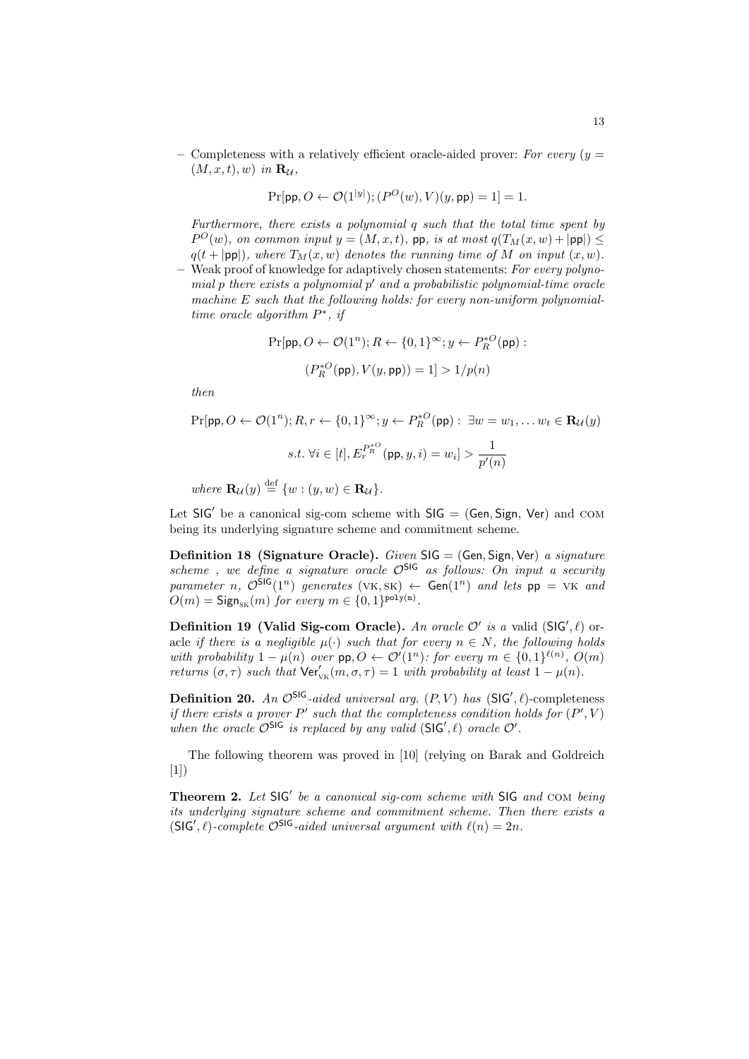– Completeness with a relatively efficient oracle-aided prover: *For every* $(y = (M, x, t), w)$ *in* $\mathbf{R}_\mathcal{U}$,

$$\Pr[\mathsf{pp}, O \leftarrow \mathcal{O}(1^{|y|}); (P^O(w), V)(y, \mathsf{pp}) = 1] = 1.$$

*Furthermore, there exists a polynomial* $q$ *such that the total time spent by* $P^O(w)$*, on common input* $y = (M, x, t)$*,* $\mathsf{pp}$*, is at most* $q(T_M(x, w) + |\mathsf{pp}|) \leq q(t + |\mathsf{pp}|)$*, where* $T_M(x, w)$ *denotes the running time of* $M$ *on input* $(x, w)$*.*

– Weak proof of knowledge for adaptively chosen statements: *For every polynomial* $p$ *there exists a polynomial* $p'$ *and a probabilistic polynomial-time oracle machine* $E$ *such that the following holds: for every non-uniform polynomial-time oracle algorithm* $P^*$*, if*

$$\Pr[\mathsf{pp}, O \leftarrow \mathcal{O}(1^n); R \leftarrow \{0,1\}^\infty; y \leftarrow P_R^{*O}(\mathsf{pp}) :$$

$$(P_R^{*O}(\mathsf{pp}), V(y, \mathsf{pp})) = 1] > 1/p(n)$$

*then*

$$\Pr[\mathsf{pp}, O \leftarrow \mathcal{O}(1^n); R, r \leftarrow \{0,1\}^\infty; y \leftarrow P_R^{*O}(\mathsf{pp}) : \ \exists w = w_1, \ldots w_t \in \mathbf{R}_\mathcal{U}(y)$$

$$s.t. \ \forall i \in [t], E_r^{P_R^{*O}}(\mathsf{pp}, y, i) = w_i] > \frac{1}{p'(n)}$$

*where* $\mathbf{R}_\mathcal{U}(y) \stackrel{\text{def}}{=} \{w : (y, w) \in \mathbf{R}_\mathcal{U}\}$.

Let $\mathsf{SIG}'$ be a canonical sig-com scheme with $\mathsf{SIG} = (\mathsf{Gen}, \mathsf{Sign}, \mathsf{Ver})$ and COM being its underlying signature scheme and commitment scheme.

**Definition 18 (Signature Oracle).** *Given* $\mathsf{SIG} = (\mathsf{Gen}, \mathsf{Sign}, \mathsf{Ver})$ *a signature scheme , we define a signature oracle* $\mathcal{O}^{\mathsf{SIG}}$ *as follows: On input a security parameter* $n$*,* $\mathcal{O}^{\mathsf{SIG}}(1^n)$ *generates* $(\text{VK}, \text{SK}) \leftarrow \mathsf{Gen}(1^n)$ *and lets* $\mathsf{pp} = \text{VK}$ *and* $O(m) = \mathsf{Sign}_{\text{SK}}(m)$ *for every* $m \in \{0,1\}^{\mathtt{poly(n)}}$*.*

**Definition 19 (Valid Sig-com Oracle).** *An oracle* $\mathcal{O}'$ *is a* valid $(\mathsf{SIG}', \ell)$ *oracle if there is a negligible* $\mu(\cdot)$ *such that for every* $n \in N$*, the following holds with probability* $1 - \mu(n)$ *over* $\mathsf{pp}, O \leftarrow \mathcal{O}'(1^n)$*: for every* $m \in \{0,1\}^{\ell(n)}$*,* $O(m)$ *returns* $(\sigma, \tau)$ *such that* $\mathsf{Ver}'_{\text{VK}}(m, \sigma, \tau) = 1$ *with probability at least* $1 - \mu(n)$*.*

**Definition 20.** *An* $\mathcal{O}^{\mathsf{SIG}}$*-aided universal arg.* $(P, V)$ *has* $(\mathsf{SIG}', \ell)$-completeness *if there exists a prover* $P'$ *such that the completeness condition holds for* $(P', V)$ *when the oracle* $\mathcal{O}^{\mathsf{SIG}}$ *is replaced by any valid* $(\mathsf{SIG}', \ell)$ *oracle* $\mathcal{O}'$*.*

The following theorem was proved in [10] (relying on Barak and Goldreich [1])

**Theorem 2.** *Let* $\mathsf{SIG}'$ *be a canonical sig-com scheme with* $\mathsf{SIG}$ *and* COM *being its underlying signature scheme and commitment scheme. Then there exists a* $(\mathsf{SIG}', \ell)$*-complete* $\mathcal{O}^{\mathsf{SIG}}$*-aided universal argument with* $\ell(n) = 2n$*.*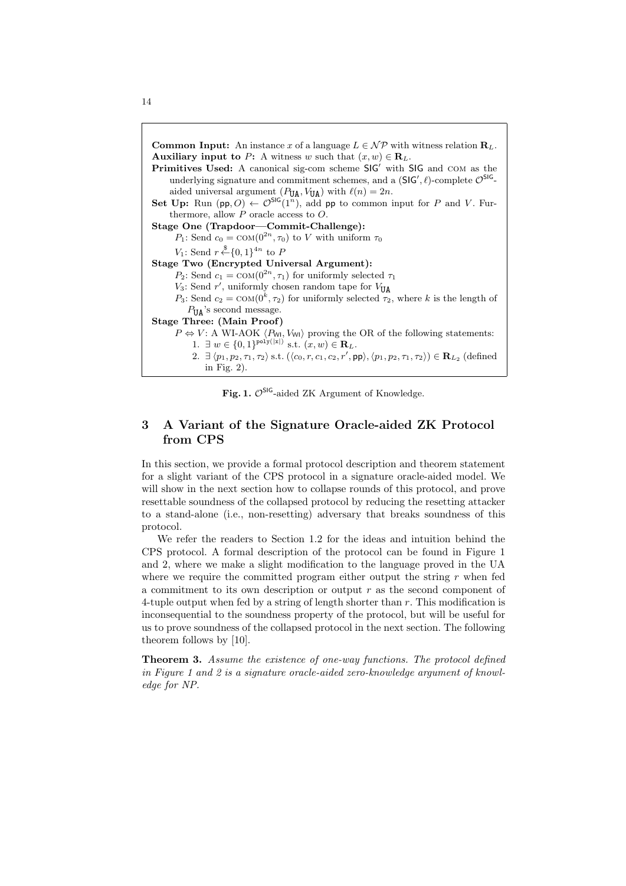**Common Input:** An instance $x$ of a language $L \in \mathcal{NP}$ with witness relation $\mathbf{R}_L$.
**Auxiliary input to** $P$**:** A witness $w$ such that $(x, w) \in \mathbf{R}_L$.
**Primitives Used:** A canonical sig-com scheme $\mathsf{SIG}'$ with $\mathsf{SIG}$ and COM as the underlying signature and commitment schemes, and a $(\mathsf{SIG}', \ell)$-complete $\mathcal{O}^{\mathsf{SIG}}$-aided universal argument $(P_{\mathtt{UA}}, V_{\mathtt{UA}})$ with $\ell(n) = 2n$.
**Set Up:** Run $(\mathsf{pp}, O) \leftarrow \mathcal{O}^{\mathsf{SIG}}(1^n)$, add $\mathsf{pp}$ to common input for $P$ and $V$. Furthermore, allow $P$ oracle access to $O$.
**Stage One (Trapdoor—Commit-Challenge):**
$P_1$: Send $c_0 = \text{COM}(0^{2n}, \tau_0)$ to $V$ with uniform $\tau_0$
$V_1$: Send $r \xleftarrow{\$} \{0,1\}^{4n}$ to $P$
**Stage Two (Encrypted Universal Argument):**
$P_2$: Send $c_1 = \text{COM}(0^{2n}, \tau_1)$ for uniformly selected $\tau_1$
$V_3$: Send $r'$, uniformly chosen random tape for $V_{\mathtt{UA}}$
$P_3$: Send $c_2 = \text{COM}(0^k, \tau_2)$ for uniformly selected $\tau_2$, where $k$ is the length of $P_{\mathtt{UA}}$'s second message.
**Stage Three: (Main Proof)**
$P \Leftrightarrow V$: A WI-AOK $\langle P_{\mathsf{WI}}, V_{\mathsf{WI}} \rangle$ proving the OR of the following statements:
1. $\exists\, w \in \{0,1\}^{\mathsf{poly}(|x|)}$ s.t. $(x, w) \in \mathbf{R}_L$.
2. $\exists\, \langle p_1, p_2, \tau_1, \tau_2 \rangle$ s.t. $(\langle c_0, r, c_1, c_2, r', \mathsf{pp} \rangle, \langle p_1, p_2, \tau_1, \tau_2 \rangle) \in \mathbf{R}_{L_2}$ (defined in Fig. 2).

**Fig. 1.** $\mathcal{O}^{\mathsf{SIG}}$-aided ZK Argument of Knowledge.

## 3 A Variant of the Signature Oracle-aided ZK Protocol from CPS

In this section, we provide a formal protocol description and theorem statement for a slight variant of the CPS protocol in a signature oracle-aided model. We will show in the next section how to collapse rounds of this protocol, and prove resettable soundness of the collapsed protocol by reducing the resetting attacker to a stand-alone (i.e., non-resetting) adversary that breaks soundness of this protocol.

We refer the readers to Section 1.2 for the ideas and intuition behind the CPS protocol. A formal description of the protocol can be found in Figure 1 and 2, where we make a slight modification to the language proved in the UA where we require the committed program either output the string $r$ when fed a commitment to its own description or output $r$ as the second component of 4-tuple output when fed by a string of length shorter than $r$. This modification is inconsequential to the soundness property of the protocol, but will be useful for us to prove soundness of the collapsed protocol in the next section. The following theorem follows by [10].

**Theorem 3.** *Assume the existence of one-way functions. The protocol defined in Figure 1 and 2 is a signature oracle-aided zero-knowledge argument of knowledge for NP.*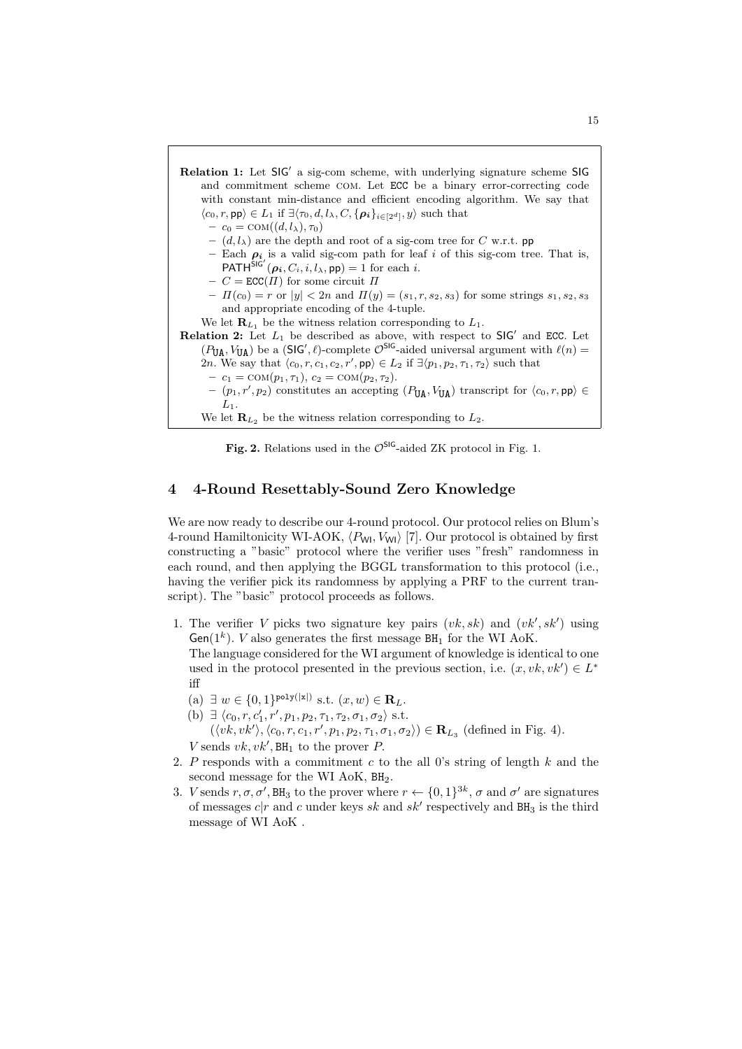**Relation 1:** Let $\mathsf{SIG}'$ a sig-com scheme, with underlying signature scheme $\mathsf{SIG}$ and commitment scheme COM. Let $\mathtt{ECC}$ be a binary error-correcting code with constant min-distance and efficient encoding algorithm. We say that $\langle c_0, r, \mathsf{pp}\rangle \in L_1$ if $\exists \langle \tau_0, d, l_\lambda, C, \{\boldsymbol{\rho_i}\}_{i\in[2^d]}, y\rangle$ such that

- $c_0 = \text{COM}((d, l_\lambda), \tau_0)$
- $(d, l_\lambda)$ are the depth and root of a sig-com tree for $C$ w.r.t. $\mathsf{pp}$
- Each $\boldsymbol{\rho_i}$ is a valid sig-com path for leaf $i$ of this sig-com tree. That is, $\mathsf{PATH}^{\mathsf{SIG}'}(\boldsymbol{\rho_i}, C_i, i, l_\lambda, \mathsf{pp}) = 1$ for each $i$.
- $C = \mathtt{ECC}(\Pi)$ for some circuit $\Pi$
- $\Pi(c_0) = r$ or $|y| < 2n$ and $\Pi(y) = (s_1, r, s_2, s_3)$ for some strings $s_1, s_2, s_3$ and appropriate encoding of the 4-tuple.

We let $\mathbf{R}_{L_1}$ be the witness relation corresponding to $L_1$.

**Relation 2:** Let $L_1$ be described as above, with respect to $\mathsf{SIG}'$ and $\mathtt{ECC}$. Let $(P_{\mathtt{UA}}, V_{\mathtt{UA}})$ be a $(\mathsf{SIG}', \ell)$-complete $\mathcal{O}^{\mathsf{SIG}}$-aided universal argument with $\ell(n) = 2n$. We say that $\langle c_0, r, c_1, c_2, r', \mathsf{pp}\rangle \in L_2$ if $\exists\langle p_1, p_2, \tau_1, \tau_2\rangle$ such that

- $c_1 = \text{COM}(p_1, \tau_1)$, $c_2 = \text{COM}(p_2, \tau_2)$.
- $(p_1, r', p_2)$ constitutes an accepting $(P_{\mathtt{UA}}, V_{\mathtt{UA}})$ transcript for $\langle c_0, r, \mathsf{pp}\rangle \in L_1$.

We let $\mathbf{R}_{L_2}$ be the witness relation corresponding to $L_2$.

**Fig. 2.** Relations used in the $\mathcal{O}^{\mathsf{SIG}}$-aided ZK protocol in Fig. 1.

## 4 4-Round Resettably-Sound Zero Knowledge

We are now ready to describe our 4-round protocol. Our protocol relies on Blum's 4-round Hamiltonicity WI-AOK, $\langle P_{\mathsf{WI}}, V_{\mathsf{WI}}\rangle$ [7]. Our protocol is obtained by first constructing a "basic" protocol where the verifier uses "fresh" randomness in each round, and then applying the BGGL transformation to this protocol (i.e., having the verifier pick its randomness by applying a PRF to the current transcript). The "basic" protocol proceeds as follows.

1. The verifier $V$ picks two signature key pairs $(vk, sk)$ and $(vk', sk')$ using $\mathsf{Gen}(1^k)$. $V$ also generates the first message $\mathtt{BH}_1$ for the WI AoK.
   The language considered for the WI argument of knowledge is identical to one used in the protocol presented in the previous section, i.e. $(x, vk, vk') \in L^*$ iff
   (a) $\exists\ w \in \{0,1\}^{\mathtt{poly}(|\mathtt{x}|)}$ s.t. $(x, w) \in \mathbf{R}_L$.
   (b) $\exists\ \langle c_0, r, c_1', r', p_1, p_2, \tau_1, \tau_2, \sigma_1, \sigma_2\rangle$ s.t.
   $(\langle vk, vk'\rangle, \langle c_0, r, c_1, c_2, r', p_1, p_2, \tau_1, \sigma_1, \sigma_2\rangle) \in \mathbf{R}_{L_3}$ (defined in Fig. 4).
   $V$ sends $vk, vk', \mathtt{BH}_1$ to the prover $P$.
2. $P$ responds with a commitment $c$ to the all 0's string of length $k$ and the second message for the WI AoK, $\mathtt{BH}_2$.
3. $V$ sends $r, \sigma, \sigma', \mathtt{BH}_3$ to the prover where $r \leftarrow \{0,1\}^{3k}$, $\sigma$ and $\sigma'$ are signatures of messages $c|r$ and $c$ under keys $sk$ and $sk'$ respectively and $\mathtt{BH}_3$ is the third message of WI AoK .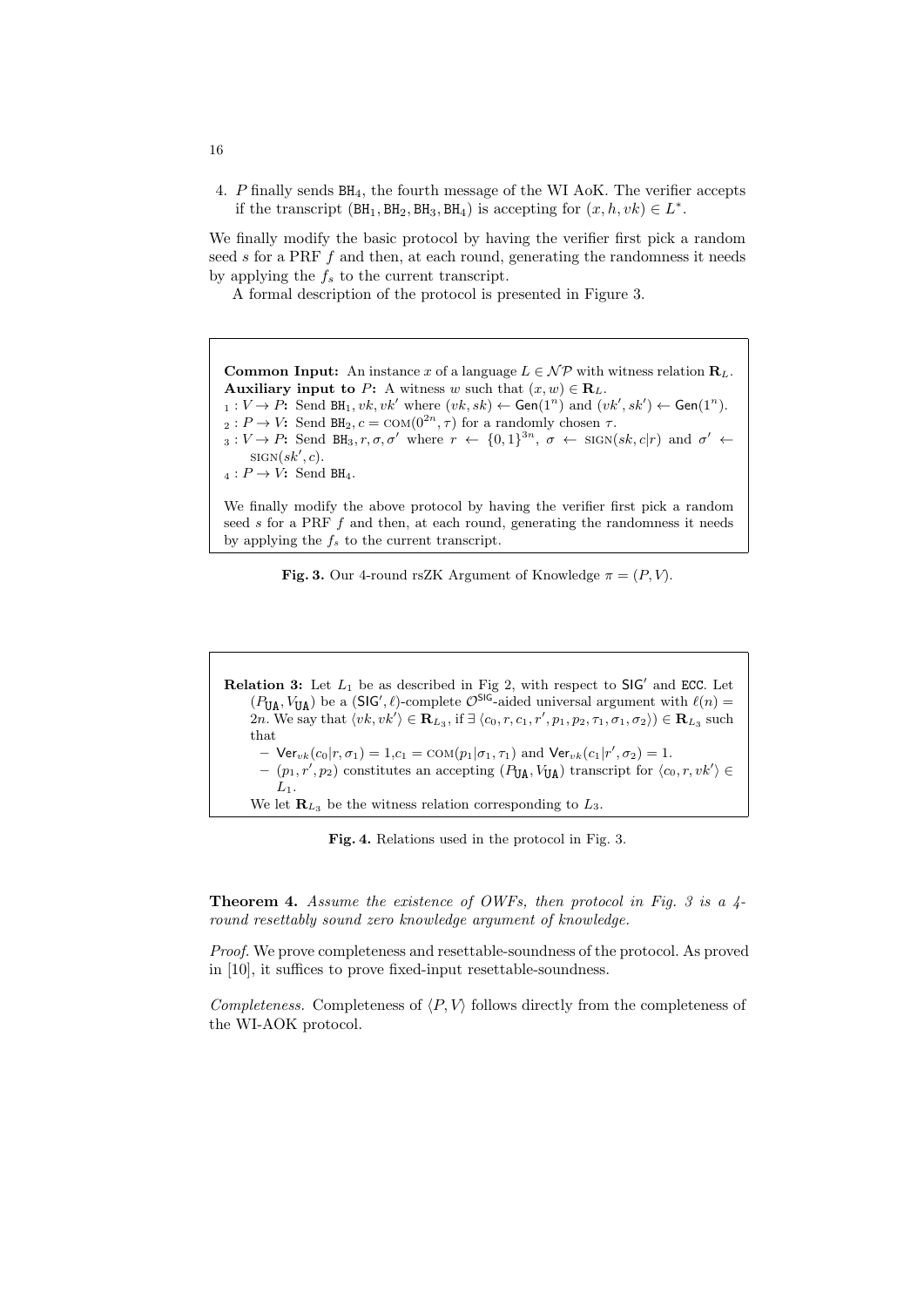4. $P$ finally sends $\mathtt{BH}_4$, the fourth message of the WI AoK. The verifier accepts if the transcript $(\mathtt{BH}_1, \mathtt{BH}_2, \mathtt{BH}_3, \mathtt{BH}_4)$ is accepting for $(x, h, vk) \in L^*$.

We finally modify the basic protocol by having the verifier first pick a random seed $s$ for a PRF $f$ and then, at each round, generating the randomness it needs by applying the $f_s$ to the current transcript.

A formal description of the protocol is presented in Figure 3.

---

**Common Input:** An instance $x$ of a language $L \in \mathcal{NP}$ with witness relation $\mathbf{R}_L$.
**Auxiliary input to** $P$**:** A witness $w$ such that $(x, w) \in \mathbf{R}_L$.
$_1 : V \rightarrow P$**:** Send $\mathtt{BH}_1, vk, vk'$ where $(vk, sk) \leftarrow \mathsf{Gen}(1^n)$ and $(vk', sk') \leftarrow \mathsf{Gen}(1^n)$.
$_2 : P \rightarrow V$**:** Send $\mathtt{BH}_2, c = \mathrm{COM}(0^{2n}, \tau)$ for a randomly chosen $\tau$.
$_3 : V \rightarrow P$**:** Send $\mathtt{BH}_3, r, \sigma, \sigma'$ where $r \leftarrow \{0,1\}^{3n}$, $\sigma \leftarrow \mathrm{SIGN}(sk, c|r)$ and $\sigma' \leftarrow \mathrm{SIGN}(sk', c)$.
$_4 : P \rightarrow V$**:** Send $\mathtt{BH}_4$.

We finally modify the above protocol by having the verifier first pick a random seed $s$ for a PRF $f$ and then, at each round, generating the randomness it needs by applying the $f_s$ to the current transcript.

---

**Fig. 3.** Our 4-round rsZK Argument of Knowledge $\pi = (P, V)$.

---

**Relation 3:** Let $L_1$ be as described in Fig 2, with respect to $\mathsf{SIG}'$ and $\mathtt{ECC}$. Let $(P_{\mathtt{UA}}, V_{\mathtt{UA}})$ be a $(\mathsf{SIG}', \ell)$-complete $\mathcal{O}^{\mathsf{SIG}}$-aided universal argument with $\ell(n) = 2n$. We say that $\langle vk, vk' \rangle \in \mathbf{R}_{L_3}$, if $\exists \langle c_0, r, c_1, r', p_1, p_2, \tau_1, \sigma_1, \sigma_2 \rangle) \in \mathbf{R}_{L_3}$ such that

- $\mathsf{Ver}_{vk}(c_0|r, \sigma_1) = 1$,$c_1 = \mathrm{COM}(p_1|\sigma_1, \tau_1)$ and $\mathsf{Ver}_{vk}(c_1|r', \sigma_2) = 1$.
- $(p_1, r', p_2)$ constitutes an accepting $(P_{\mathtt{UA}}, V_{\mathtt{UA}})$ transcript for $\langle c_0, r, vk' \rangle \in L_1$.

We let $\mathbf{R}_{L_3}$ be the witness relation corresponding to $L_3$.

---

**Fig. 4.** Relations used in the protocol in Fig. 3.

**Theorem 4.** *Assume the existence of OWFs, then protocol in Fig. 3 is a 4-round resettably sound zero knowledge argument of knowledge.*

*Proof.* We prove completeness and resettable-soundness of the protocol. As proved in [10], it suffices to prove fixed-input resettable-soundness.

*Completeness.* Completeness of $\langle P, V \rangle$ follows directly from the completeness of the WI-AOK protocol.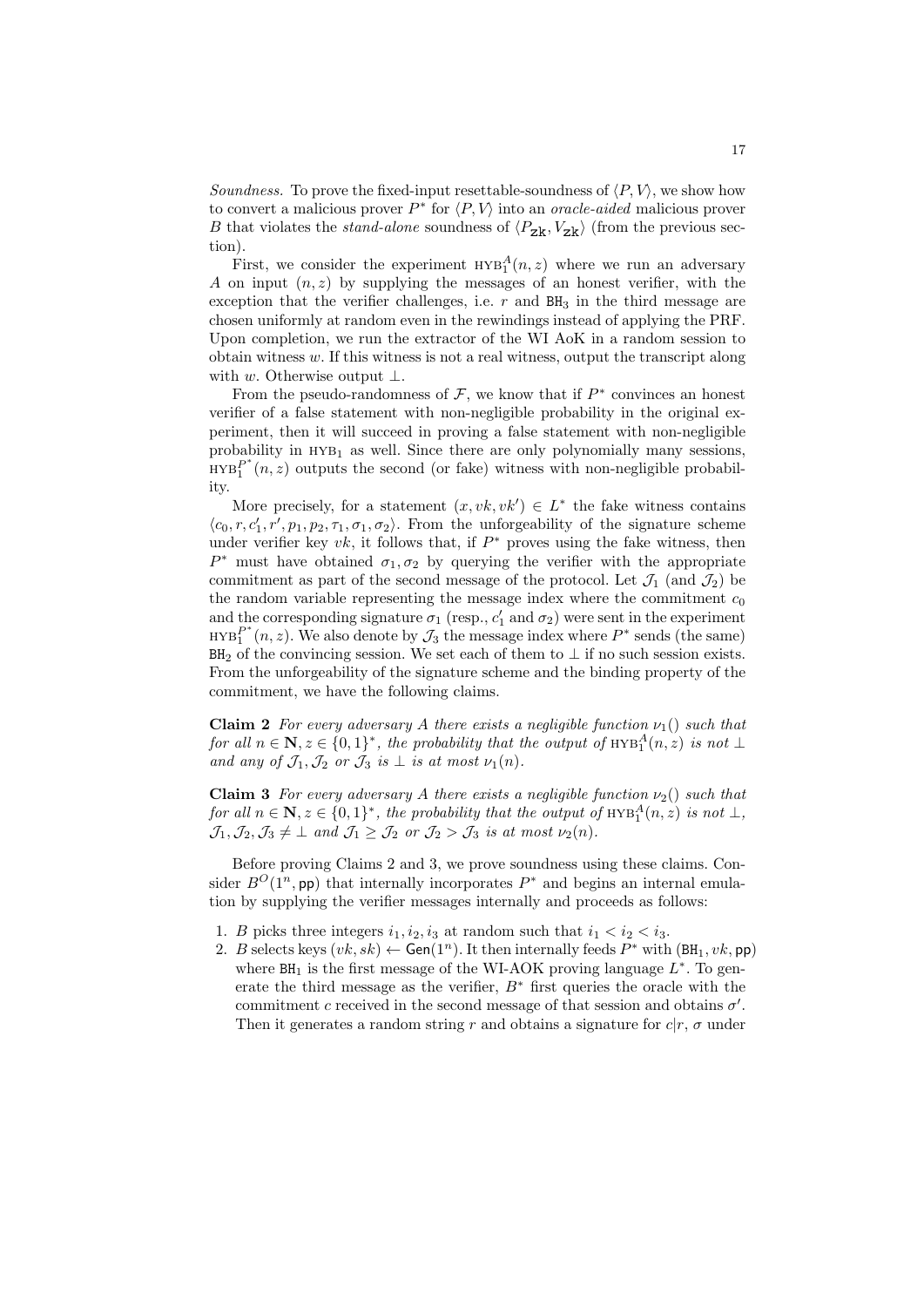*Soundness.* To prove the fixed-input resettable-soundness of $\langle P, V\rangle$, we show how to convert a malicious prover $P^*$ for $\langle P, V\rangle$ into an *oracle-aided* malicious prover $B$ that violates the *stand-alone* soundness of $\langle P_{\mathtt{zk}}, V_{\mathtt{zk}}\rangle$ (from the previous section).

First, we consider the experiment $\textsc{hyb}_1^A(n, z)$ where we run an adversary $A$ on input $(n, z)$ by supplying the messages of an honest verifier, with the exception that the verifier challenges, i.e. $r$ and $\mathtt{BH}_3$ in the third message are chosen uniformly at random even in the rewindings instead of applying the PRF. Upon completion, we run the extractor of the WI AoK in a random session to obtain witness $w$. If this witness is not a real witness, output the transcript along with $w$. Otherwise output $\bot$.

From the pseudo-randomness of $\mathcal{F}$, we know that if $P^*$ convinces an honest verifier of a false statement with non-negligible probability in the original experiment, then it will succeed in proving a false statement with non-negligible probability in $\textsc{hyb}_1$ as well. Since there are only polynomially many sessions, $\textsc{hyb}_1^{P^*}(n, z)$ outputs the second (or fake) witness with non-negligible probability.

More precisely, for a statement $(x, vk, vk') \in L^*$ the fake witness contains $\langle c_0, r, c'_1, r', p_1, p_2, \tau_1, \sigma_1, \sigma_2\rangle$. From the unforgeability of the signature scheme under verifier key $vk$, it follows that, if $P^*$ proves using the fake witness, then $P^*$ must have obtained $\sigma_1, \sigma_2$ by querying the verifier with the appropriate commitment as part of the second message of the protocol. Let $\mathcal{J}_1$ (and $\mathcal{J}_2$) be the random variable representing the message index where the commitment $c_0$ and the corresponding signature $\sigma_1$ (resp., $c'_1$ and $\sigma_2$) were sent in the experiment $\textsc{hyb}_1^{P^*}(n, z)$. We also denote by $\mathcal{J}_3$ the message index where $P^*$ sends (the same) $\mathtt{BH}_2$ of the convincing session. We set each of them to $\bot$ if no such session exists. From the unforgeability of the signature scheme and the binding property of the commitment, we have the following claims.

**Claim 2** *For every adversary $A$ there exists a negligible function $\nu_1()$ such that for all $n \in \mathbf{N}, z \in \{0,1\}^*$, the probability that the output of $\textsc{hyb}_1^A(n, z)$ is not $\bot$ and any of $\mathcal{J}_1, \mathcal{J}_2$ or $\mathcal{J}_3$ is $\bot$ is at most $\nu_1(n)$.*

**Claim 3** *For every adversary $A$ there exists a negligible function $\nu_2()$ such that for all $n \in \mathbf{N}, z \in \{0,1\}^*$, the probability that the output of $\textsc{hyb}_1^A(n, z)$ is not $\bot$, $\mathcal{J}_1, \mathcal{J}_2, \mathcal{J}_3 \neq \bot$ and $\mathcal{J}_1 \geq \mathcal{J}_2$ or $\mathcal{J}_2 > \mathcal{J}_3$ is at most $\nu_2(n)$.*

Before proving Claims 2 and 3, we prove soundness using these claims. Consider $B^O(1^n, \mathsf{pp})$ that internally incorporates $P^*$ and begins an internal emulation by supplying the verifier messages internally and proceeds as follows:

1. $B$ picks three integers $i_1, i_2, i_3$ at random such that $i_1 < i_2 < i_3$.
2. $B$ selects keys $(vk, sk) \leftarrow \mathsf{Gen}(1^n)$. It then internally feeds $P^*$ with $(\mathtt{BH}_1, vk, \mathsf{pp})$ where $\mathtt{BH}_1$ is the first message of the WI-AOK proving language $L^*$. To generate the third message as the verifier, $B^*$ first queries the oracle with the commitment $c$ received in the second message of that session and obtains $\sigma'$. Then it generates a random string $r$ and obtains a signature for $c|r$, $\sigma$ under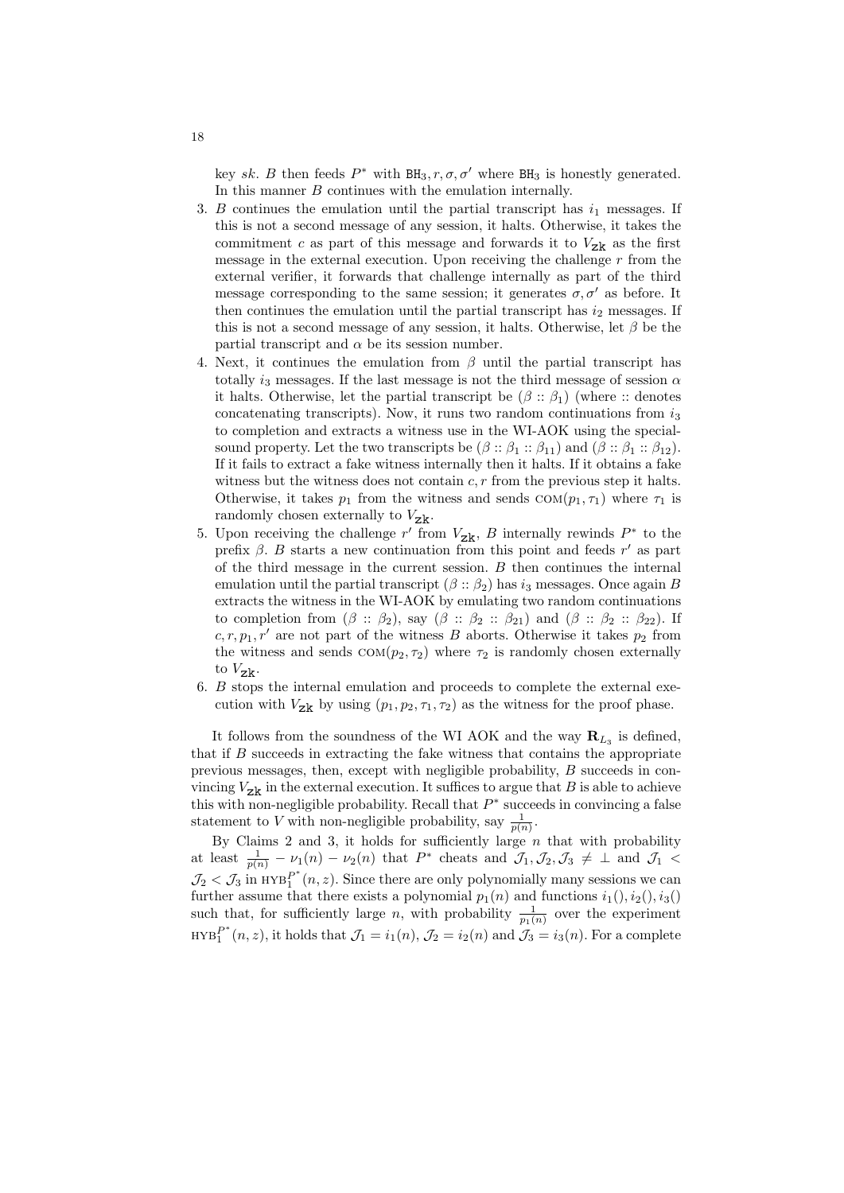key $sk$. $B$ then feeds $P^*$ with $\mathtt{BH}_3, r, \sigma, \sigma'$ where $\mathtt{BH}_3$ is honestly generated. In this manner $B$ continues with the emulation internally.

3. $B$ continues the emulation until the partial transcript has $i_1$ messages. If this is not a second message of any session, it halts. Otherwise, it takes the commitment $c$ as part of this message and forwards it to $V_{\mathtt{zk}}$ as the first message in the external execution. Upon receiving the challenge $r$ from the external verifier, it forwards that challenge internally as part of the third message corresponding to the same session; it generates $\sigma, \sigma'$ as before. It then continues the emulation until the partial transcript has $i_2$ messages. If this is not a second message of any session, it halts. Otherwise, let $\beta$ be the partial transcript and $\alpha$ be its session number.
4. Next, it continues the emulation from $\beta$ until the partial transcript has totally $i_3$ messages. If the last message is not the third message of session $\alpha$ it halts. Otherwise, let the partial transcript be $(\beta :: \beta_1)$ (where :: denotes concatenating transcripts). Now, it runs two random continuations from $i_3$ to completion and extracts a witness use in the WI-AOK using the special-sound property. Let the two transcripts be $(\beta :: \beta_1 :: \beta_{11})$ and $(\beta :: \beta_1 :: \beta_{12})$. If it fails to extract a fake witness internally then it halts. If it obtains a fake witness but the witness does not contain $c, r$ from the previous step it halts. Otherwise, it takes $p_1$ from the witness and sends $\mathrm{COM}(p_1, \tau_1)$ where $\tau_1$ is randomly chosen externally to $V_{\mathtt{zk}}$.
5. Upon receiving the challenge $r'$ from $V_{\mathtt{zk}}$, $B$ internally rewinds $P^*$ to the prefix $\beta$. $B$ starts a new continuation from this point and feeds $r'$ as part of the third message in the current session. $B$ then continues the internal emulation until the partial transcript $(\beta :: \beta_2)$ has $i_3$ messages. Once again $B$ extracts the witness in the WI-AOK by emulating two random continuations to completion from $(\beta :: \beta_2)$, say $(\beta :: \beta_2 :: \beta_{21})$ and $(\beta :: \beta_2 :: \beta_{22})$. If $c, r, p_1, r'$ are not part of the witness $B$ aborts. Otherwise it takes $p_2$ from the witness and sends $\mathrm{COM}(p_2, \tau_2)$ where $\tau_2$ is randomly chosen externally to $V_{\mathtt{zk}}$.
6. $B$ stops the internal emulation and proceeds to complete the external execution with $V_{\mathtt{zk}}$ by using $(p_1, p_2, \tau_1, \tau_2)$ as the witness for the proof phase.

It follows from the soundness of the WI AOK and the way $\mathbf{R}_{L_3}$ is defined, that if $B$ succeeds in extracting the fake witness that contains the appropriate previous messages, then, except with negligible probability, $B$ succeeds in convincing $V_{\mathtt{zk}}$ in the external execution. It suffices to argue that $B$ is able to achieve this with non-negligible probability. Recall that $P^*$ succeeds in convincing a false statement to $V$ with non-negligible probability, say $\frac{1}{p(n)}$.

By Claims 2 and 3, it holds for sufficiently large $n$ that with probability at least $\frac{1}{p(n)} - \nu_1(n) - \nu_2(n)$ that $P^*$ cheats and $\mathcal{J}_1, \mathcal{J}_2, \mathcal{J}_3 \neq \perp$ and $\mathcal{J}_1 < \mathcal{J}_2 < \mathcal{J}_3$ in $\textsc{hyb}_1^{P^*}(n, z)$. Since there are only polynomially many sessions we can further assume that there exists a polynomial $p_1(n)$ and functions $i_1(), i_2(), i_3()$ such that, for sufficiently large $n$, with probability $\frac{1}{p_1(n)}$ over the experiment $\textsc{hyb}_1^{P^*}(n, z)$, it holds that $\mathcal{J}_1 = i_1(n)$, $\mathcal{J}_2 = i_2(n)$ and $\mathcal{J}_3 = i_3(n)$. For a complete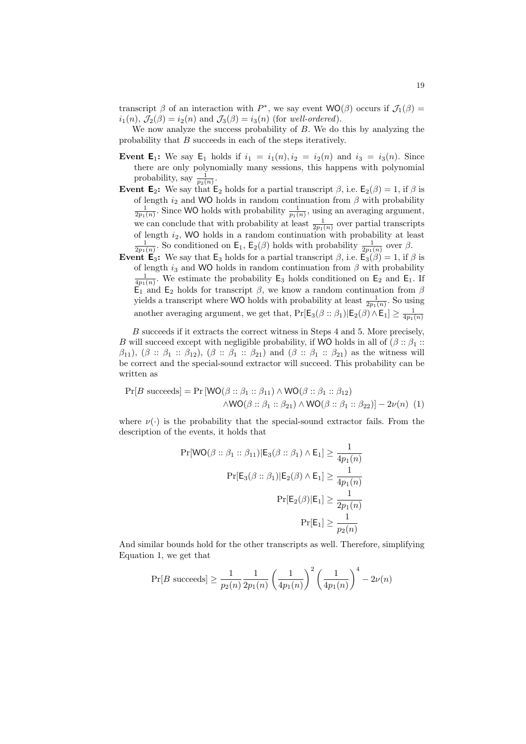transcript $\beta$ of an interaction with $P^*$, we say event $\mathsf{WO}(\beta)$ occurs if $\mathcal{J}_1(\beta) = i_1(n)$, $\mathcal{J}_2(\beta) = i_2(n)$ and $\mathcal{J}_3(\beta) = i_3(n)$ (for *well-ordered*).

We now analyze the success probability of $B$. We do this by analyzing the probability that $B$ succeeds in each of the steps iteratively.

**Event $\mathsf{E}_1$:** We say $\mathsf{E}_1$ holds if $i_1 = i_1(n), i_2 = i_2(n)$ and $i_3 = i_3(n)$. Since there are only polynomially many sessions, this happens with polynomial probability, say $\frac{1}{p_2(n)}$.

**Event $\mathsf{E}_2$:** We say that $\mathsf{E}_2$ holds for a partial transcript $\beta$, i.e. $\mathsf{E}_2(\beta) = 1$, if $\beta$ is of length $i_2$ and $\mathsf{WO}$ holds in random continuation from $\beta$ with probability $\frac{1}{2p_1(n)}$. Since $\mathsf{WO}$ holds with probability $\frac{1}{p_1(n)}$, using an averaging argument, we can conclude that with probability at least $\frac{1}{2p_1(n)}$ over partial transcripts of length $i_2$, $\mathsf{WO}$ holds in a random continuation with probability at least $\frac{1}{2p_1(n)}$. So conditioned on $\mathsf{E}_1$, $\mathsf{E}_2(\beta)$ holds with probability $\frac{1}{2p_1(n)}$ over $\beta$.

**Event $\mathsf{E}_3$:** We say that $\mathsf{E}_3$ holds for a partial transcript $\beta$, i.e. $\mathsf{E}_3(\beta) = 1$, if $\beta$ is of length $i_3$ and $\mathsf{WO}$ holds in random continuation from $\beta$ with probability $\frac{1}{4p_1(n)}$. We estimate the probability $\mathsf{E}_3$ holds conditioned on $\mathsf{E}_2$ and $\mathsf{E}_1$. If $\mathsf{E}_1$ and $\mathsf{E}_2$ holds for transcript $\beta$, we know a random continuation from $\beta$ yields a transcript where $\mathsf{WO}$ holds with probability at least $\frac{1}{2p_1(n)}$. So using another averaging argument, we get that, $\Pr[\mathsf{E}_3(\beta :: \beta_1)|\mathsf{E}_2(\beta) \wedge \mathsf{E}_1] \geq \frac{1}{4p_1(n)}$

$B$ succeeds if it extracts the correct witness in Steps 4 and 5. More precisely, $B$ will succeed except with negligible probability, if $\mathsf{WO}$ holds in all of $(\beta :: \beta_1 :: \beta_{11})$, $(\beta :: \beta_1 :: \beta_{12})$, $(\beta :: \beta_1 :: \beta_{21})$ and $(\beta :: \beta_1 :: \beta_{21})$ as the witness will be correct and the special-sound extractor will succeed. This probability can be written as

$$\Pr[B \text{ succeeds}] = \Pr[\mathsf{WO}(\beta :: \beta_1 :: \beta_{11}) \wedge \mathsf{WO}(\beta :: \beta_1 :: \beta_{12}) \wedge \mathsf{WO}(\beta :: \beta_1 :: \beta_{21}) \wedge \mathsf{WO}(\beta :: \beta_1 :: \beta_{22})] - 2\nu(n) \quad (1)$$

where $\nu(\cdot)$ is the probability that the special-sound extractor fails. From the description of the events, it holds that

$$\Pr[\mathsf{WO}(\beta :: \beta_1 :: \beta_{11})|\mathsf{E}_3(\beta :: \beta_1) \wedge \mathsf{E}_1] \geq \frac{1}{4p_1(n)}$$

$$\Pr[\mathsf{E}_3(\beta :: \beta_1)|\mathsf{E}_2(\beta) \wedge \mathsf{E}_1] \geq \frac{1}{4p_1(n)}$$

$$\Pr[\mathsf{E}_2(\beta)|\mathsf{E}_1] \geq \frac{1}{2p_1(n)}$$

$$\Pr[\mathsf{E}_1] \geq \frac{1}{p_2(n)}$$

And similar bounds hold for the other transcripts as well. Therefore, simplifying Equation 1, we get that

$$\Pr[B \text{ succeeds}] \geq \frac{1}{p_2(n)} \frac{1}{2p_1(n)} \left(\frac{1}{4p_1(n)}\right)^2 \left(\frac{1}{4p_1(n)}\right)^4 - 2\nu(n)$$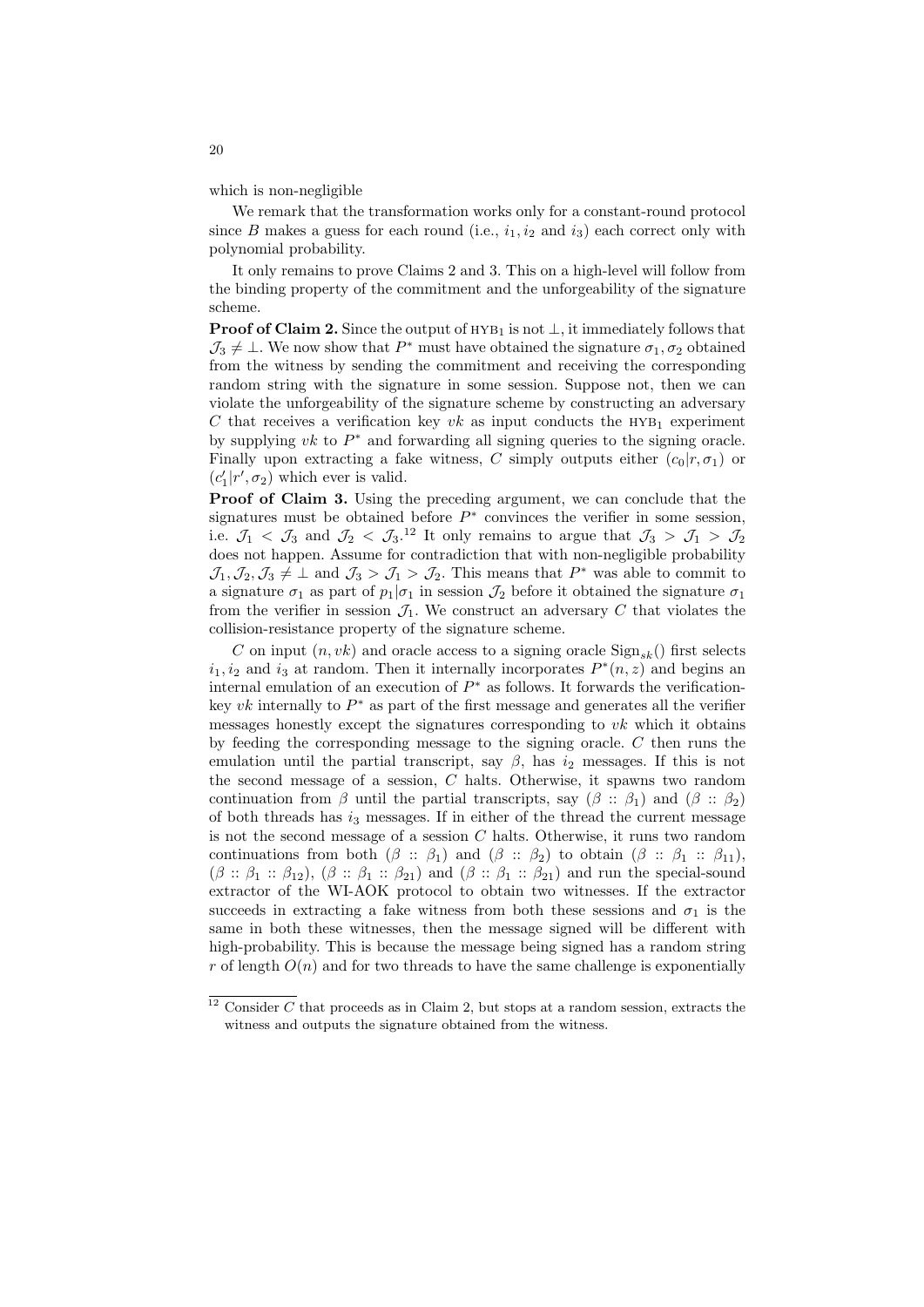which is non-negligible

We remark that the transformation works only for a constant-round protocol since $B$ makes a guess for each round (i.e., $i_1, i_2$ and $i_3$) each correct only with polynomial probability.

It only remains to prove Claims 2 and 3. This on a high-level will follow from the binding property of the commitment and the unforgeability of the signature scheme.

**Proof of Claim 2.** Since the output of $\text{HYB}_1$ is not $\perp$, it immediately follows that $\mathcal{J}_3 \neq \perp$. We now show that $P^*$ must have obtained the signature $\sigma_1, \sigma_2$ obtained from the witness by sending the commitment and receiving the corresponding random string with the signature in some session. Suppose not, then we can violate the unforgeability of the signature scheme by constructing an adversary $C$ that receives a verification key $vk$ as input conducts the $\text{HYB}_1$ experiment by supplying $vk$ to $P^*$ and forwarding all signing queries to the signing oracle. Finally upon extracting a fake witness, $C$ simply outputs either $(c_0|r, \sigma_1)$ or $(c_1'|r', \sigma_2)$ which ever is valid.

**Proof of Claim 3.** Using the preceding argument, we can conclude that the signatures must be obtained before $P^*$ convinces the verifier in some session, i.e. $\mathcal{J}_1 < \mathcal{J}_3$ and $\mathcal{J}_2 < \mathcal{J}_3$.[12] It only remains to argue that $\mathcal{J}_3 > \mathcal{J}_1 > \mathcal{J}_2$ does not happen. Assume for contradiction that with non-negligible probability $\mathcal{J}_1, \mathcal{J}_2, \mathcal{J}_3 \neq \perp$ and $\mathcal{J}_3 > \mathcal{J}_1 > \mathcal{J}_2$. This means that $P^*$ was able to commit to a signature $\sigma_1$ as part of $p_1|\sigma_1$ in session $\mathcal{J}_2$ before it obtained the signature $\sigma_1$ from the verifier in session $\mathcal{J}_1$. We construct an adversary $C$ that violates the collision-resistance property of the signature scheme.

$C$ on input $(n, vk)$ and oracle access to a signing oracle $\text{Sign}_{sk}()$ first selects $i_1, i_2$ and $i_3$ at random. Then it internally incorporates $P^*(n, z)$ and begins an internal emulation of an execution of $P^*$ as follows. It forwards the verification-key $vk$ internally to $P^*$ as part of the first message and generates all the verifier messages honestly except the signatures corresponding to $vk$ which it obtains by feeding the corresponding message to the signing oracle. $C$ then runs the emulation until the partial transcript, say $\beta$, has $i_2$ messages. If this is not the second message of a session, $C$ halts. Otherwise, it spawns two random continuation from $\beta$ until the partial transcripts, say $(\beta :: \beta_1)$ and $(\beta :: \beta_2)$ of both threads has $i_3$ messages. If in either of the thread the current message is not the second message of a session $C$ halts. Otherwise, it runs two random continuations from both $(\beta :: \beta_1)$ and $(\beta :: \beta_2)$ to obtain $(\beta :: \beta_1 :: \beta_{11})$, $(\beta :: \beta_1 :: \beta_{12})$, $(\beta :: \beta_1 :: \beta_{21})$ and $(\beta :: \beta_1 :: \beta_{21})$ and run the special-sound extractor of the WI-AOK protocol to obtain two witnesses. If the extractor succeeds in extracting a fake witness from both these sessions and $\sigma_1$ is the same in both these witnesses, then the message signed will be different with high-probability. This is because the message being signed has a random string $r$ of length $O(n)$ and for two threads to have the same challenge is exponentially

[12] Consider $C$ that proceeds as in Claim 2, but stops at a random session, extracts the witness and outputs the signature obtained from the witness.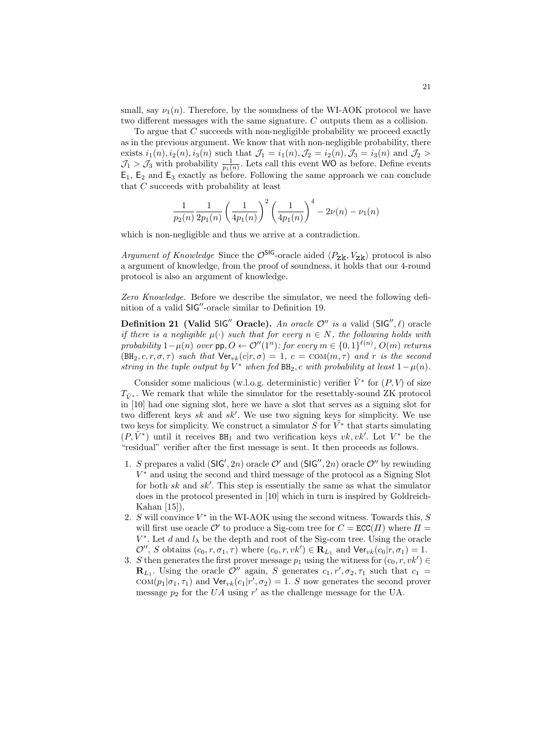small, say $\nu_1(n)$. Therefore, by the soundness of the WI-AOK protocol we have two different messages with the same signature. $C$ outputs them as a collision.

To argue that $C$ succeeds with non-negligible probability we proceed exactly as in the previous argument. We know that with non-negligible probability, there exists $i_1(n), i_2(n), i_3(n)$ such that $\mathcal{J}_1 = i_1(n), \mathcal{J}_2 = i_2(n), \mathcal{J}_3 = i_3(n)$ and $\mathcal{J}_2 > \mathcal{J}_1 > \mathcal{J}_3$ with probability $\frac{1}{p_1(n)}$. Lets call this event $\mathsf{WO}$ as before. Define events $\mathsf{E}_1$, $\mathsf{E}_2$ and $\mathsf{E}_3$ exactly as before. Following the same approach we can conclude that $C$ succeeds with probability at least

$$\frac{1}{p_2(n)} \frac{1}{2p_1(n)} \left(\frac{1}{4p_1(n)}\right)^2 \left(\frac{1}{4p_1(n)}\right)^4 - 2\nu(n) - \nu_1(n)$$

which is non-negligible and thus we arrive at a contradiction.

*Argument of Knowledge* Since the $\mathcal{O}^{\mathsf{SIG}}$-oracle aided $\langle P_{\mathtt{zk}}, V_{\mathtt{zk}} \rangle$ protocol is also a argument of knowledge, from the proof of soundness, it holds that our 4-round protocol is also an argument of knowledge.

*Zero Knowledge.* Before we describe the simulator, we need the following definition of a valid $\mathsf{SIG}''$-oracle similar to Definition 19.

**Definition 21 (Valid $\mathsf{SIG}''$ Oracle).** *An oracle $\mathcal{O}''$ is a* valid $(\mathsf{SIG}'', \ell)$ oracle *if there is a negligible $\mu(\cdot)$ such that for every $n \in N$, the following holds with probability $1 - \mu(n)$ over $\mathsf{pp}, O \leftarrow \mathcal{O}''(1^n)$: for every $m \in \{0,1\}^{\ell(n)}$, $O(m)$ returns $(\mathtt{BH}_2, c, r, \sigma, \tau)$ such that $\mathsf{Ver}_{vk}(c|r, \sigma) = 1$, $c = \mathrm{COM}(m, \tau)$ and $r$ is the second string in the tuple output by $V^*$ when fed $\mathtt{BH}_2, c$ with probability at least $1 - \mu(n)$.*

Consider some malicious (w.l.o.g. deterministic) verifier $\tilde{V}^*$ for $(P, V)$ of size $T_{\tilde{V}^*}$. We remark that while the simulator for the resettably-sound ZK protocol in [10] had one signing slot, here we have a slot that serves as a signing slot for two different keys $sk$ and $sk'$. We use two signing keys for simplicity. We use two keys for simplicity. We construct a simulator $S$ for $\tilde{V}^*$ that starts simulating $(P, \tilde{V}^*)$ until it receives $\mathtt{BH}_1$ and two verification keys $vk, vk'$. Let $V^*$ be the "residual" verifier after the first message is sent. It then proceeds as follows.

1. $S$ prepares a valid $(\mathsf{SIG}', 2n)$ oracle $\mathcal{O}'$ and $(\mathsf{SIG}'', 2n)$ oracle $\mathcal{O}''$ by rewinding $V^*$ and using the second and third message of the protocol as a Signing Slot for both $sk$ and $sk'$. This step is essentially the same as what the simulator does in the protocol presented in [10] which in turn is inspired by Goldreich-Kahan [15]),
2. $S$ will convince $V^*$ in the WI-AOK using the second witness. Towards this, $S$ will first use oracle $\mathcal{O}'$ to produce a Sig-com tree for $C = \mathtt{ECC}(\Pi)$ where $\Pi = V^*$. Let $d$ and $l_\lambda$ be the depth and root of the Sig-com tree. Using the oracle $\mathcal{O}''$, $S$ obtains $(c_0, r, \sigma_1, \tau)$ where $(c_0, r, vk') \in \mathbf{R}_{L_1}$ and $\mathsf{Ver}_{vk}(c_0|r, \sigma_1) = 1$.
3. $S$ then generates the first prover message $p_1$ using the witness for $(c_0, r, vk') \in \mathbf{R}_{L_1}$. Using the oracle $\mathcal{O}''$ again, $S$ generates $c_1, r', \sigma_2, \tau_1$ such that $c_1 = \mathrm{COM}(p_1|\sigma_1, \tau_1)$ and $\mathsf{Ver}_{vk}(c_1|r', \sigma_2) = 1$. $S$ now generates the second prover message $p_2$ for the $UA$ using $r'$ as the challenge message for the UA.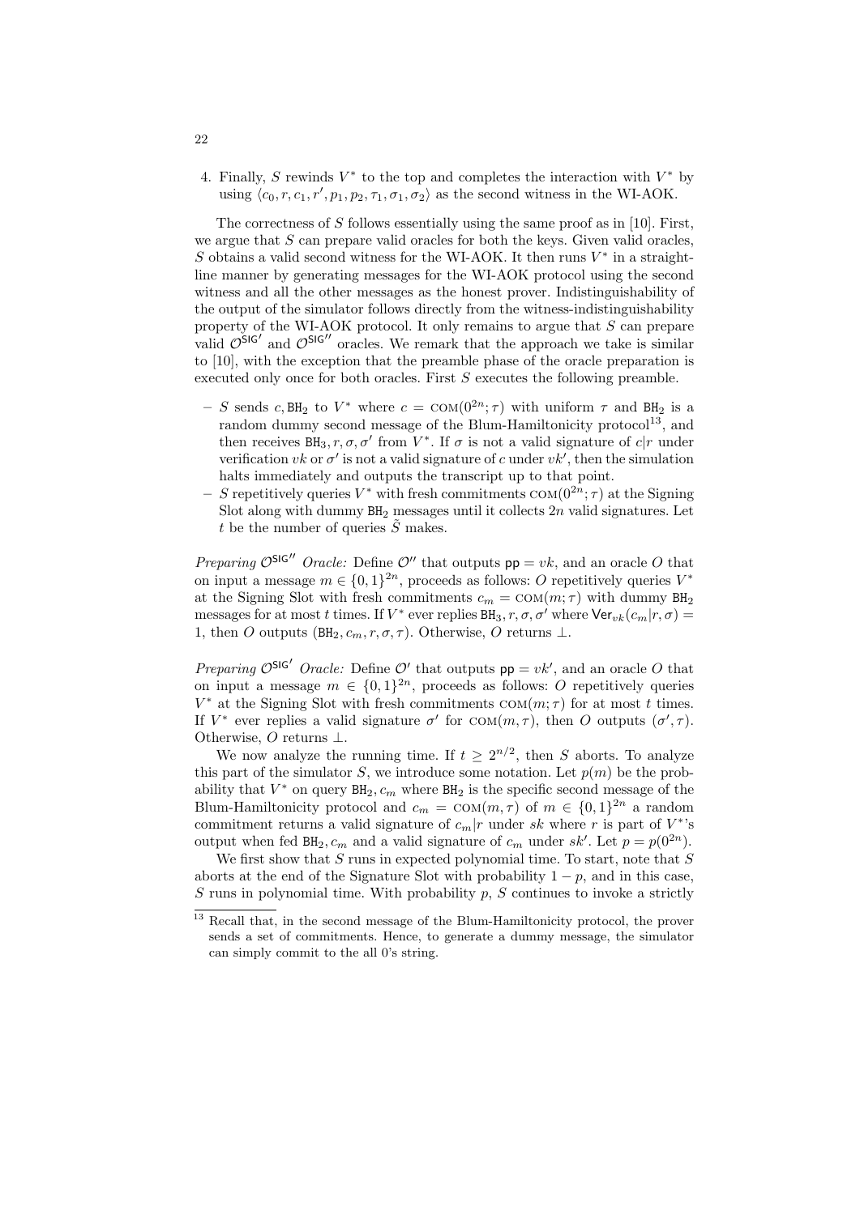4. Finally, $S$ rewinds $V^*$ to the top and completes the interaction with $V^*$ by using $\langle c_0, r, c_1, r', p_1, p_2, \tau_1, \sigma_1, \sigma_2\rangle$ as the second witness in the WI-AOK.

The correctness of $S$ follows essentially using the same proof as in [10]. First, we argue that $S$ can prepare valid oracles for both the keys. Given valid oracles, $S$ obtains a valid second witness for the WI-AOK. It then runs $V^*$ in a straight-line manner by generating messages for the WI-AOK protocol using the second witness and all the other messages as the honest prover. Indistinguishability of the output of the simulator follows directly from the witness-indistinguishability property of the WI-AOK protocol. It only remains to argue that $S$ can prepare valid $\mathcal{O}^{\mathsf{SIG}'}$ and $\mathcal{O}^{\mathsf{SIG}''}$ oracles. We remark that the approach we take is similar to [10], with the exception that the preamble phase of the oracle preparation is executed only once for both oracles. First $S$ executes the following preamble.

- $S$ sends $c, \mathtt{BH}_2$ to $V^*$ where $c = \textsc{com}(0^{2n};\tau)$ with uniform $\tau$ and $\mathtt{BH}_2$ is a random dummy second message of the Blum-Hamiltonicity protocol[13], and then receives $\mathtt{BH}_3, r, \sigma, \sigma'$ from $V^*$. If $\sigma$ is not a valid signature of $c|r$ under verification $vk$ or $\sigma'$ is not a valid signature of $c$ under $vk'$, then the simulation halts immediately and outputs the transcript up to that point.
- $S$ repetitively queries $V^*$ with fresh commitments $\textsc{com}(0^{2n};\tau)$ at the Signing Slot along with dummy $\mathtt{BH}_2$ messages until it collects $2n$ valid signatures. Let $t$ be the number of queries $\tilde{S}$ makes.

*Preparing $\mathcal{O}^{\mathsf{SIG}''}$ Oracle:* Define $\mathcal{O}''$ that outputs $\mathsf{pp} = vk$, and an oracle $O$ that on input a message $m \in \{0,1\}^{2n}$, proceeds as follows: $O$ repetitively queries $V^*$ at the Signing Slot with fresh commitments $c_m = \textsc{com}(m;\tau)$ with dummy $\mathtt{BH}_2$ messages for at most $t$ times. If $V^*$ ever replies $\mathtt{BH}_3, r, \sigma, \sigma'$ where $\mathsf{Ver}_{vk}(c_m|r, \sigma) = 1$, then $O$ outputs $(\mathtt{BH}_2, c_m, r, \sigma, \tau)$. Otherwise, $O$ returns $\bot$.

*Preparing $\mathcal{O}^{\mathsf{SIG}'}$ Oracle:* Define $\mathcal{O}'$ that outputs $\mathsf{pp} = vk'$, and an oracle $O$ that on input a message $m \in \{0,1\}^{2n}$, proceeds as follows: $O$ repetitively queries $V^*$ at the Signing Slot with fresh commitments $\textsc{com}(m;\tau)$ for at most $t$ times. If $V^*$ ever replies a valid signature $\sigma'$ for $\textsc{com}(m,\tau)$, then $O$ outputs $(\sigma', \tau)$. Otherwise, $O$ returns $\bot$.

We now analyze the running time. If $t \geq 2^{n/2}$, then $S$ aborts. To analyze this part of the simulator $S$, we introduce some notation. Let $p(m)$ be the probability that $V^*$ on query $\mathtt{BH}_2, c_m$ where $\mathtt{BH}_2$ is the specific second message of the Blum-Hamiltonicity protocol and $c_m = \textsc{com}(m, \tau)$ of $m \in \{0,1\}^{2n}$ a random commitment returns a valid signature of $c_m|r$ under $sk$ where $r$ is part of $V^*$'s output when fed $\mathtt{BH}_2, c_m$ and a valid signature of $c_m$ under $sk'$. Let $p = p(0^{2n})$.

We first show that $S$ runs in expected polynomial time. To start, note that $S$ aborts at the end of the Signature Slot with probability $1 - p$, and in this case, $S$ runs in polynomial time. With probability $p$, $S$ continues to invoke a strictly

[13] Recall that, in the second message of the Blum-Hamiltonicity protocol, the prover sends a set of commitments. Hence, to generate a dummy message, the simulator can simply commit to the all 0's string.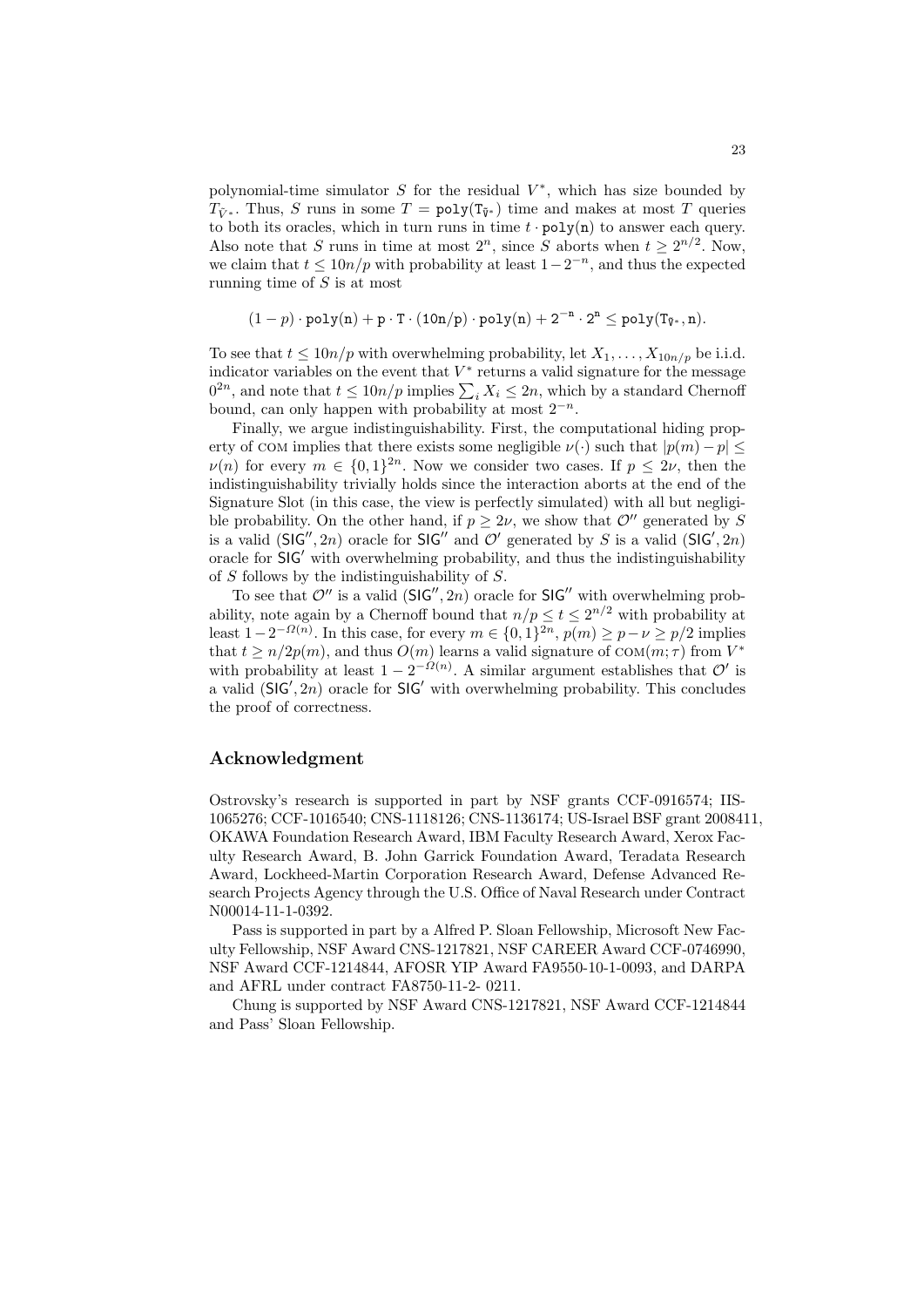polynomial-time simulator $S$ for the residual $V^*$, which has size bounded by $T_{\tilde{V}^*}$. Thus, $S$ runs in some $T = \mathtt{poly}(\mathtt{T}_{\tilde{\mathtt{V}}^*})$ time and makes at most $T$ queries to both its oracles, which in turn runs in time $t \cdot \mathtt{poly}(\mathtt{n})$ to answer each query. Also note that $S$ runs in time at most $2^n$, since $S$ aborts when $t \geq 2^{n/2}$. Now, we claim that $t \leq 10n/p$ with probability at least $1 - 2^{-n}$, and thus the expected running time of $S$ is at most

$$(1-p) \cdot \mathtt{poly}(\mathtt{n}) + \mathtt{p} \cdot \mathtt{T} \cdot (\mathtt{10n/p}) \cdot \mathtt{poly}(\mathtt{n}) + \mathtt{2}^{-\mathtt{n}} \cdot \mathtt{2}^{\mathtt{n}} \leq \mathtt{poly}(\mathtt{T}_{\tilde{\mathtt{V}}^*}, \mathtt{n}).$$

To see that $t \leq 10n/p$ with overwhelming probability, let $X_1, \ldots, X_{10n/p}$ be i.i.d. indicator variables on the event that $V^*$ returns a valid signature for the message $0^{2n}$, and note that $t \leq 10n/p$ implies $\sum_i X_i \leq 2n$, which by a standard Chernoff bound, can only happen with probability at most $2^{-n}$.

Finally, we argue indistinguishability. First, the computational hiding property of COM implies that there exists some negligible $\nu(\cdot)$ such that $|p(m) - p| \leq \nu(n)$ for every $m \in \{0,1\}^{2n}$. Now we consider two cases. If $p \leq 2\nu$, then the indistinguishability trivially holds since the interaction aborts at the end of the Signature Slot (in this case, the view is perfectly simulated) with all but negligible probability. On the other hand, if $p \geq 2\nu$, we show that $\mathcal{O}''$ generated by $S$ is a valid $(\mathsf{SIG}'', 2n)$ oracle for $\mathsf{SIG}''$ and $\mathcal{O}'$ generated by $S$ is a valid $(\mathsf{SIG}', 2n)$ oracle for $\mathsf{SIG}'$ with overwhelming probability, and thus the indistinguishability of $S$ follows by the indistinguishability of $S$.

To see that $\mathcal{O}''$ is a valid $(\mathsf{SIG}'', 2n)$ oracle for $\mathsf{SIG}''$ with overwhelming probability, note again by a Chernoff bound that $n/p \leq t \leq 2^{n/2}$ with probability at least $1 - 2^{-\Omega(n)}$. In this case, for every $m \in \{0,1\}^{2n}$, $p(m) \geq p - \nu \geq p/2$ implies that $t \geq n/2p(m)$, and thus $O(m)$ learns a valid signature of $\text{COM}(m; \tau)$ from $V^*$ with probability at least $1 - 2^{-\Omega(n)}$. A similar argument establishes that $\mathcal{O}'$ is a valid $(\mathsf{SIG}', 2n)$ oracle for $\mathsf{SIG}'$ with overwhelming probability. This concludes the proof of correctness.

## Acknowledgment

Ostrovsky's research is supported in part by NSF grants CCF-0916574; IIS-1065276; CCF-1016540; CNS-1118126; CNS-1136174; US-Israel BSF grant 2008411, OKAWA Foundation Research Award, IBM Faculty Research Award, Xerox Faculty Research Award, B. John Garrick Foundation Award, Teradata Research Award, Lockheed-Martin Corporation Research Award, Defense Advanced Research Projects Agency through the U.S. Office of Naval Research under Contract N00014-11-1-0392.

Pass is supported in part by a Alfred P. Sloan Fellowship, Microsoft New Faculty Fellowship, NSF Award CNS-1217821, NSF CAREER Award CCF-0746990, NSF Award CCF-1214844, AFOSR YIP Award FA9550-10-1-0093, and DARPA and AFRL under contract FA8750-11-2- 0211.

Chung is supported by NSF Award CNS-1217821, NSF Award CCF-1214844 and Pass' Sloan Fellowship.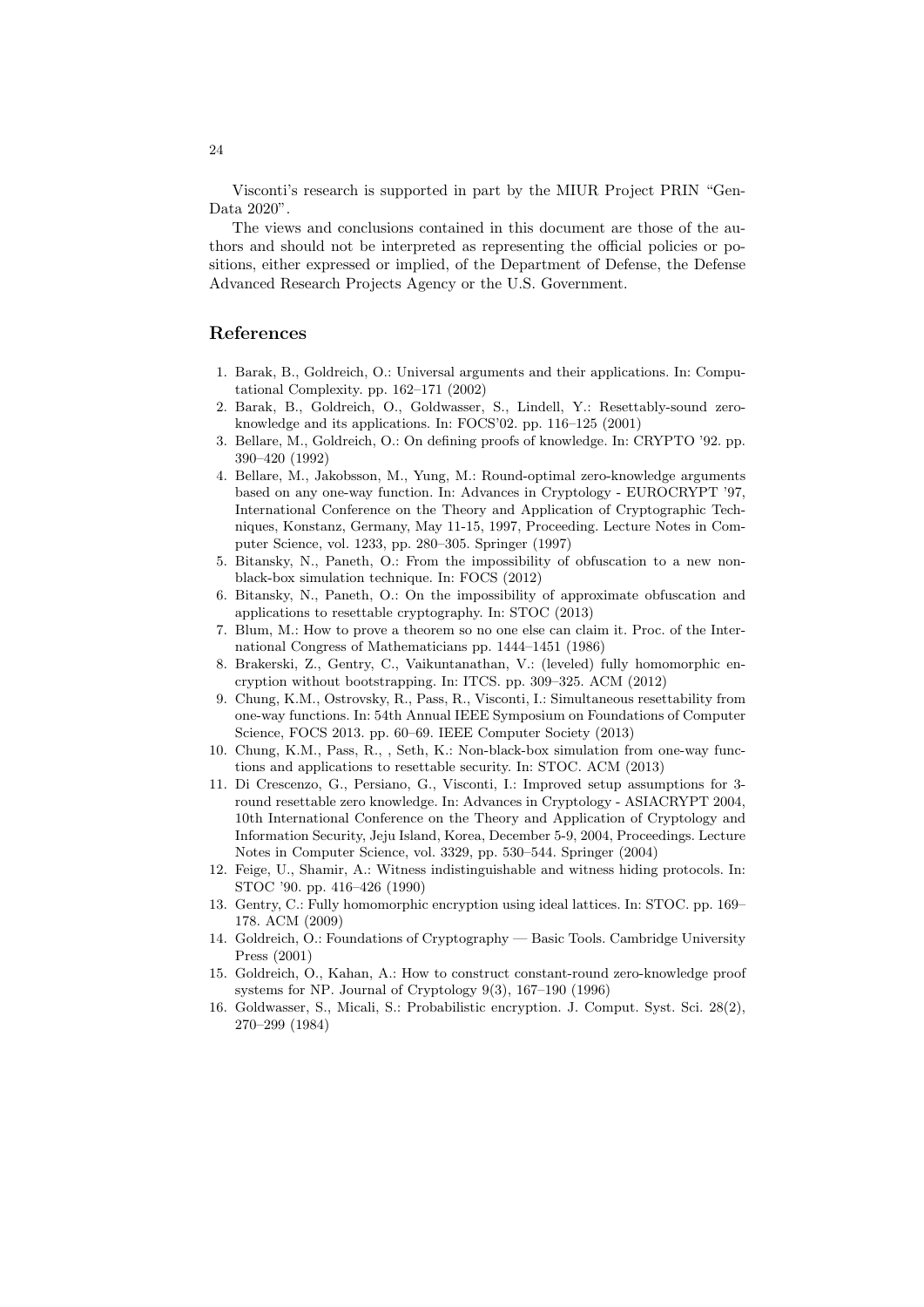Visconti's research is supported in part by the MIUR Project PRIN "GenData 2020".

The views and conclusions contained in this document are those of the authors and should not be interpreted as representing the official policies or positions, either expressed or implied, of the Department of Defense, the Defense Advanced Research Projects Agency or the U.S. Government.

## References

1. Barak, B., Goldreich, O.: Universal arguments and their applications. In: Computational Complexity. pp. 162–171 (2002)
2. Barak, B., Goldreich, O., Goldwasser, S., Lindell, Y.: Resettably-sound zero-knowledge and its applications. In: FOCS'02. pp. 116–125 (2001)
3. Bellare, M., Goldreich, O.: On defining proofs of knowledge. In: CRYPTO '92. pp. 390–420 (1992)
4. Bellare, M., Jakobsson, M., Yung, M.: Round-optimal zero-knowledge arguments based on any one-way function. In: Advances in Cryptology - EUROCRYPT '97, International Conference on the Theory and Application of Cryptographic Techniques, Konstanz, Germany, May 11-15, 1997, Proceeding. Lecture Notes in Computer Science, vol. 1233, pp. 280–305. Springer (1997)
5. Bitansky, N., Paneth, O.: From the impossibility of obfuscation to a new non-black-box simulation technique. In: FOCS (2012)
6. Bitansky, N., Paneth, O.: On the impossibility of approximate obfuscation and applications to resettable cryptography. In: STOC (2013)
7. Blum, M.: How to prove a theorem so no one else can claim it. Proc. of the International Congress of Mathematicians pp. 1444–1451 (1986)
8. Brakerski, Z., Gentry, C., Vaikuntanathan, V.: (leveled) fully homomorphic encryption without bootstrapping. In: ITCS. pp. 309–325. ACM (2012)
9. Chung, K.M., Ostrovsky, R., Pass, R., Visconti, I.: Simultaneous resettability from one-way functions. In: 54th Annual IEEE Symposium on Foundations of Computer Science, FOCS 2013. pp. 60–69. IEEE Computer Society (2013)
10. Chung, K.M., Pass, R., , Seth, K.: Non-black-box simulation from one-way functions and applications to resettable security. In: STOC. ACM (2013)
11. Di Crescenzo, G., Persiano, G., Visconti, I.: Improved setup assumptions for 3-round resettable zero knowledge. In: Advances in Cryptology - ASIACRYPT 2004, 10th International Conference on the Theory and Application of Cryptology and Information Security, Jeju Island, Korea, December 5-9, 2004, Proceedings. Lecture Notes in Computer Science, vol. 3329, pp. 530–544. Springer (2004)
12. Feige, U., Shamir, A.: Witness indistinguishable and witness hiding protocols. In: STOC '90. pp. 416–426 (1990)
13. Gentry, C.: Fully homomorphic encryption using ideal lattices. In: STOC. pp. 169–178. ACM (2009)
14. Goldreich, O.: Foundations of Cryptography — Basic Tools. Cambridge University Press (2001)
15. Goldreich, O., Kahan, A.: How to construct constant-round zero-knowledge proof systems for NP. Journal of Cryptology 9(3), 167–190 (1996)
16. Goldwasser, S., Micali, S.: Probabilistic encryption. J. Comput. Syst. Sci. 28(2), 270–299 (1984)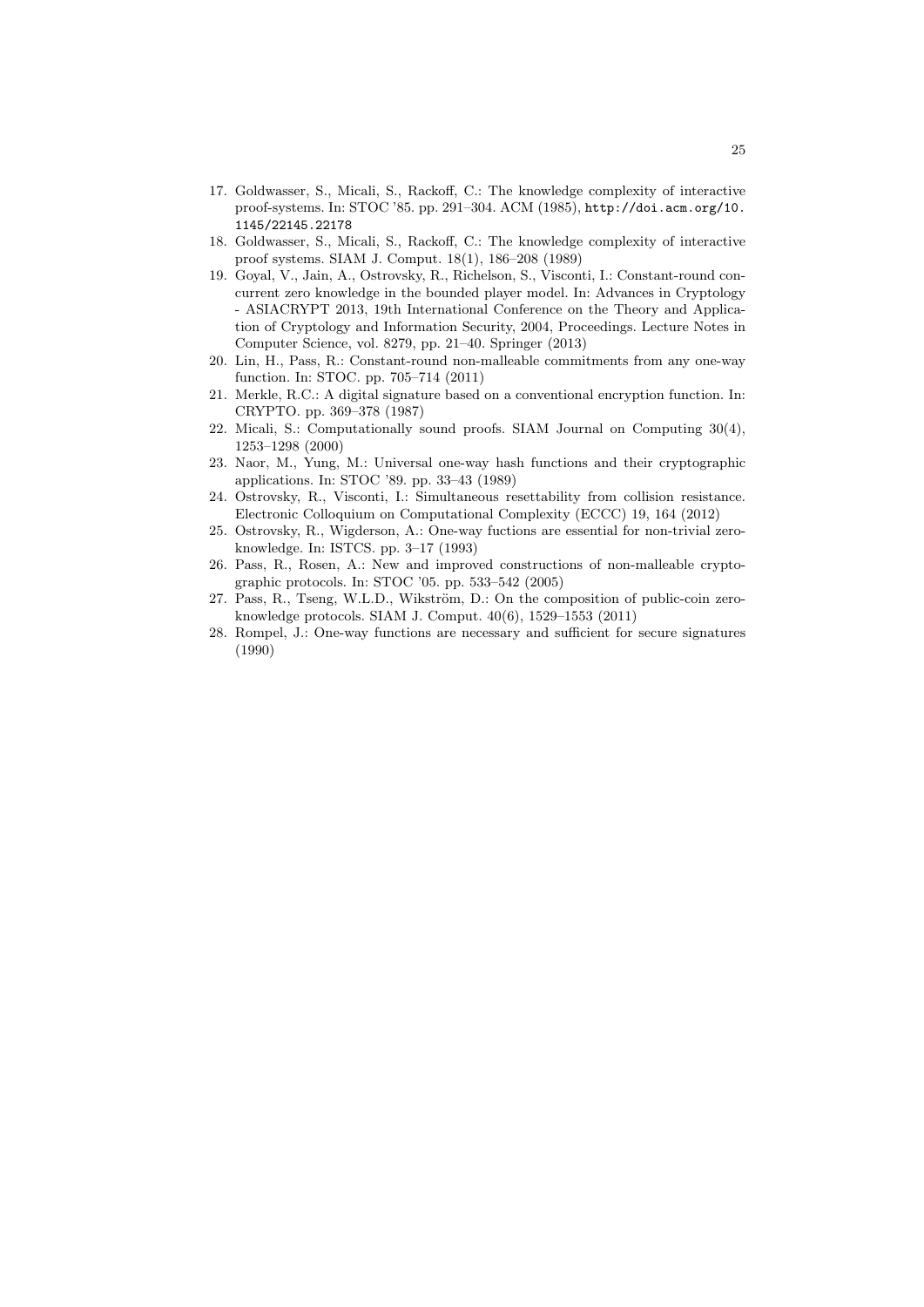17. Goldwasser, S., Micali, S., Rackoff, C.: The knowledge complexity of interactive proof-systems. In: STOC '85. pp. 291–304. ACM (1985), http://doi.acm.org/10.1145/22145.22178
18. Goldwasser, S., Micali, S., Rackoff, C.: The knowledge complexity of interactive proof systems. SIAM J. Comput. 18(1), 186–208 (1989)
19. Goyal, V., Jain, A., Ostrovsky, R., Richelson, S., Visconti, I.: Constant-round concurrent zero knowledge in the bounded player model. In: Advances in Cryptology - ASIACRYPT 2013, 19th International Conference on the Theory and Application of Cryptology and Information Security, 2004, Proceedings. Lecture Notes in Computer Science, vol. 8279, pp. 21–40. Springer (2013)
20. Lin, H., Pass, R.: Constant-round non-malleable commitments from any one-way function. In: STOC. pp. 705–714 (2011)
21. Merkle, R.C.: A digital signature based on a conventional encryption function. In: CRYPTO. pp. 369–378 (1987)
22. Micali, S.: Computationally sound proofs. SIAM Journal on Computing 30(4), 1253–1298 (2000)
23. Naor, M., Yung, M.: Universal one-way hash functions and their cryptographic applications. In: STOC '89. pp. 33–43 (1989)
24. Ostrovsky, R., Visconti, I.: Simultaneous resettability from collision resistance. Electronic Colloquium on Computational Complexity (ECCC) 19, 164 (2012)
25. Ostrovsky, R., Wigderson, A.: One-way fuctions are essential for non-trivial zero-knowledge. In: ISTCS. pp. 3–17 (1993)
26. Pass, R., Rosen, A.: New and improved constructions of non-malleable cryptographic protocols. In: STOC '05. pp. 533–542 (2005)
27. Pass, R., Tseng, W.L.D., Wikström, D.: On the composition of public-coin zero-knowledge protocols. SIAM J. Comput. 40(6), 1529–1553 (2011)
28. Rompel, J.: One-way functions are necessary and sufficient for secure signatures (1990)